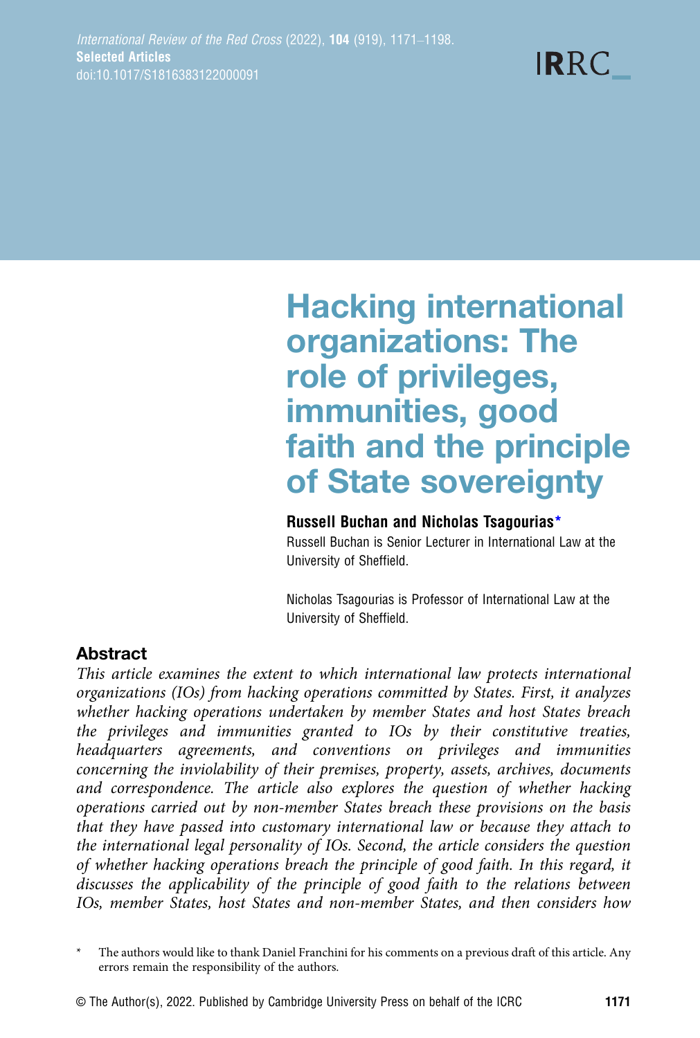# Hacking international organizations: The role of privileges, immunities, good faith and the principle of State sovereignty

**Russell Buchan and Nicholas Tsagourias***

Russell Buchan is Senior Lecturer in International Law at the University of Sheffield.

Nicholas Tsagourias is Professor of International Law at the University of Sheffield.

## Abstract

*This article examines the extent to which international law protects international organizations (IOs) from hacking operations committed by States. First, it analyzes whether hacking operations undertaken by member States and host States breach the privileges and immunities granted to IOs by their constitutive treaties, headquarters agreements, and conventions on privileges and immunities concerning the inviolability of their premises, property, assets, archives, documents and correspondence. The article also explores the question of whether hacking operations carried out by non-member States breach these provisions on the basis that they have passed into customary international law or because they attach to the international legal personality of IOs. Second, the article considers the question of whether hacking operations breach the principle of good faith. In this regard, it discusses the applicability of the principle of good faith to the relations between IOs, member States, host States and non-member States, and then considers how*

\* The authors would like to thank Daniel Franchini for his comments on a previous draft of this article. Any errors remain the responsibility of the authors.

© The Author(s), 2022. Published by Cambridge University Press on behalf of the ICRC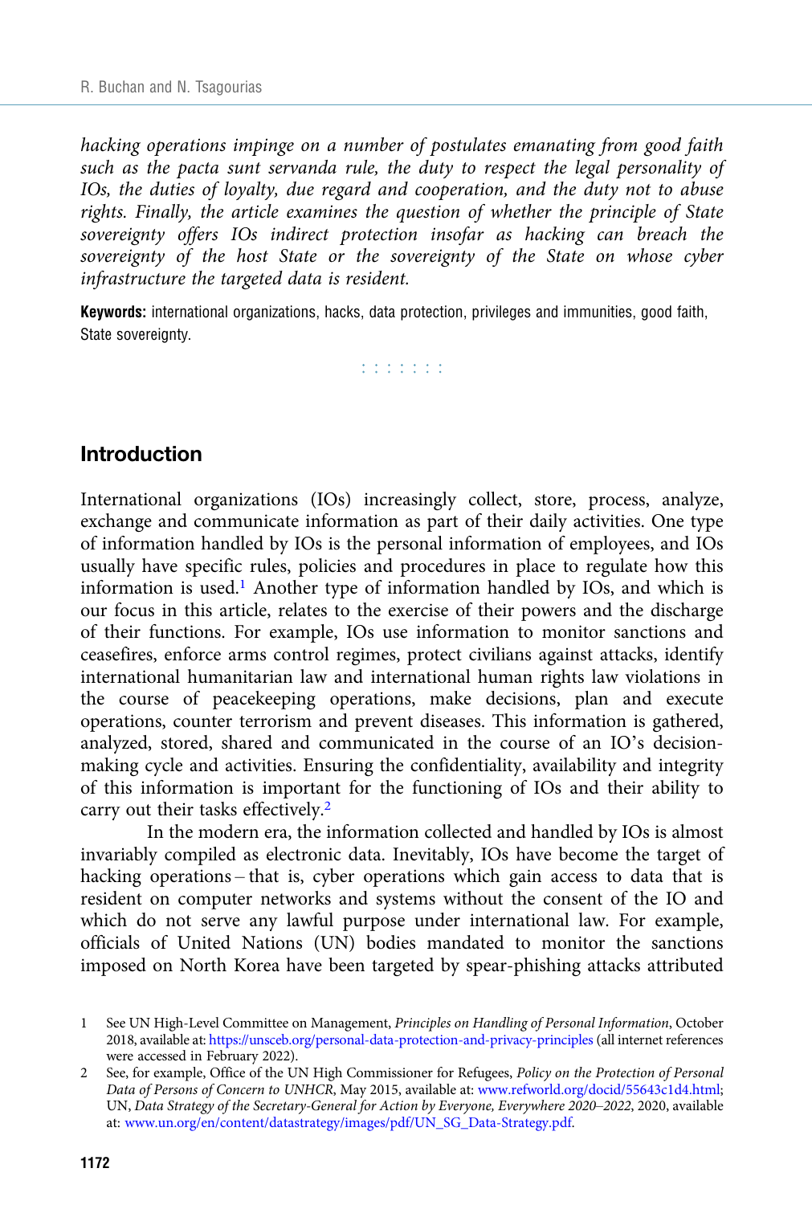*hacking operations impinge on a number of postulates emanating from good faith such as the pacta sunt servanda rule, the duty to respect the legal personality of IOs, the duties of loyalty, due regard and cooperation, and the duty not to abuse rights. Finally, the article examines the question of whether the principle of State sovereignty offers IOs indirect protection insofar as hacking can breach the sovereignty of the host State or the sovereignty of the State on whose cyber infrastructure the targeted data is resident.*

**Keywords:** international organizations, hacks, data protection, privileges and immunities, good faith, State sovereignty.

## Introduction

International organizations (IOs) increasingly collect, store, process, analyze, exchange and communicate information as part of their daily activities. One type of information handled by IOs is the personal information of employees, and IOs usually have specific rules, policies and procedures in place to regulate how this information is used.[1] Another type of information handled by IOs, and which is our focus in this article, relates to the exercise of their powers and the discharge of their functions. For example, IOs use information to monitor sanctions and ceasefires, enforce arms control regimes, protect civilians against attacks, identify international humanitarian law and international human rights law violations in the course of peacekeeping operations, make decisions, plan and execute operations, counter terrorism and prevent diseases. This information is gathered, analyzed, stored, shared and communicated in the course of an IO's decision-making cycle and activities. Ensuring the confidentiality, availability and integrity of this information is important for the functioning of IOs and their ability to carry out their tasks effectively.[2]

In the modern era, the information collected and handled by IOs is almost invariably compiled as electronic data. Inevitably, IOs have become the target of hacking operations – that is, cyber operations which gain access to data that is resident on computer networks and systems without the consent of the IO and which do not serve any lawful purpose under international law. For example, officials of United Nations (UN) bodies mandated to monitor the sanctions imposed on North Korea have been targeted by spear-phishing attacks attributed

1 See UN High-Level Committee on Management, *Principles on Handling of Personal Information*, October 2018, available at: https://unsceb.org/personal-data-protection-and-privacy-principles (all internet references were accessed in February 2022).

2 See, for example, Office of the UN High Commissioner for Refugees, *Policy on the Protection of Personal Data of Persons of Concern to UNHCR*, May 2015, available at: www.refworld.org/docid/55643c1d4.html; UN, *Data Strategy of the Secretary-General for Action by Everyone, Everywhere 2020–2022*, 2020, available at: www.un.org/en/content/datastrategy/images/pdf/UN_SG_Data-Strategy.pdf.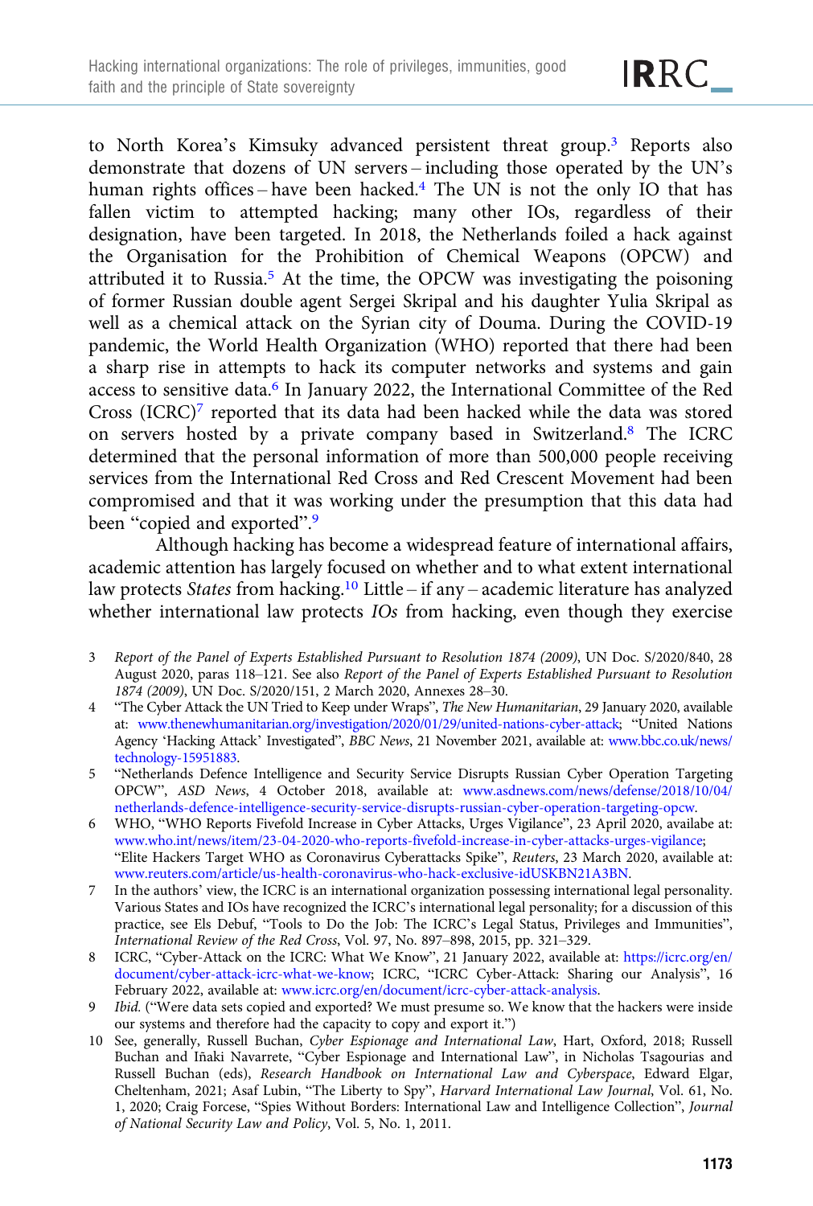to North Korea's Kimsuky advanced persistent threat group.[3] Reports also demonstrate that dozens of UN servers – including those operated by the UN's human rights offices – have been hacked.[4] The UN is not the only IO that has fallen victim to attempted hacking; many other IOs, regardless of their designation, have been targeted. In 2018, the Netherlands foiled a hack against the Organisation for the Prohibition of Chemical Weapons (OPCW) and attributed it to Russia.[5] At the time, the OPCW was investigating the poisoning of former Russian double agent Sergei Skripal and his daughter Yulia Skripal as well as a chemical attack on the Syrian city of Douma. During the COVID-19 pandemic, the World Health Organization (WHO) reported that there had been a sharp rise in attempts to hack its computer networks and systems and gain access to sensitive data.[6] In January 2022, the International Committee of the Red Cross (ICRC)[7] reported that its data had been hacked while the data was stored on servers hosted by a private company based in Switzerland.[8] The ICRC determined that the personal information of more than 500,000 people receiving services from the International Red Cross and Red Crescent Movement had been compromised and that it was working under the presumption that this data had been "copied and exported".[9]

Although hacking has become a widespread feature of international affairs, academic attention has largely focused on whether and to what extent international law protects *States* from hacking.[10] Little – if any – academic literature has analyzed whether international law protects *IOs* from hacking, even though they exercise

3 *Report of the Panel of Experts Established Pursuant to Resolution 1874 (2009)*, UN Doc. S/2020/840, 28 August 2020, paras 118–121. See also *Report of the Panel of Experts Established Pursuant to Resolution 1874 (2009)*, UN Doc. S/2020/151, 2 March 2020, Annexes 28–30.

4 "The Cyber Attack the UN Tried to Keep under Wraps", *The New Humanitarian*, 29 January 2020, available at: www.thenewhumanitarian.org/investigation/2020/01/29/united-nations-cyber-attack; "United Nations Agency 'Hacking Attack' Investigated", *BBC News*, 21 November 2021, available at: www.bbc.co.uk/news/technology-15951883.

5 "Netherlands Defence Intelligence and Security Service Disrupts Russian Cyber Operation Targeting OPCW", *ASD News*, 4 October 2018, available at: www.asdnews.com/news/defense/2018/10/04/netherlands-defence-intelligence-security-service-disrupts-russian-cyber-operation-targeting-opcw.

6 WHO, "WHO Reports Fivefold Increase in Cyber Attacks, Urges Vigilance", 23 April 2020, availabe at: www.who.int/news/item/23-04-2020-who-reports-fivefold-increase-in-cyber-attacks-urges-vigilance; "Elite Hackers Target WHO as Coronavirus Cyberattacks Spike", *Reuters*, 23 March 2020, available at: www.reuters.com/article/us-health-coronavirus-who-hack-exclusive-idUSKBN21A3BN.

7 In the authors' view, the ICRC is an international organization possessing international legal personality. Various States and IOs have recognized the ICRC's international legal personality; for a discussion of this practice, see Els Debuf, "Tools to Do the Job: The ICRC's Legal Status, Privileges and Immunities", *International Review of the Red Cross*, Vol. 97, No. 897–898, 2015, pp. 321–329.

8 ICRC, "Cyber-Attack on the ICRC: What We Know", 21 January 2022, available at: https://icrc.org/en/document/cyber-attack-icrc-what-we-know; ICRC, "ICRC Cyber-Attack: Sharing our Analysis", 16 February 2022, available at: www.icrc.org/en/document/icrc-cyber-attack-analysis.

9 *Ibid.* ("Were data sets copied and exported? We must presume so. We know that the hackers were inside our systems and therefore had the capacity to copy and export it.")

10 See, generally, Russell Buchan, *Cyber Espionage and International Law*, Hart, Oxford, 2018; Russell Buchan and Iñaki Navarrete, "Cyber Espionage and International Law", in Nicholas Tsagourias and Russell Buchan (eds), *Research Handbook on International Law and Cyberspace*, Edward Elgar, Cheltenham, 2021; Asaf Lubin, "The Liberty to Spy", *Harvard International Law Journal*, Vol. 61, No. 1, 2020; Craig Forcese, "Spies Without Borders: International Law and Intelligence Collection", *Journal of National Security Law and Policy*, Vol. 5, No. 1, 2011.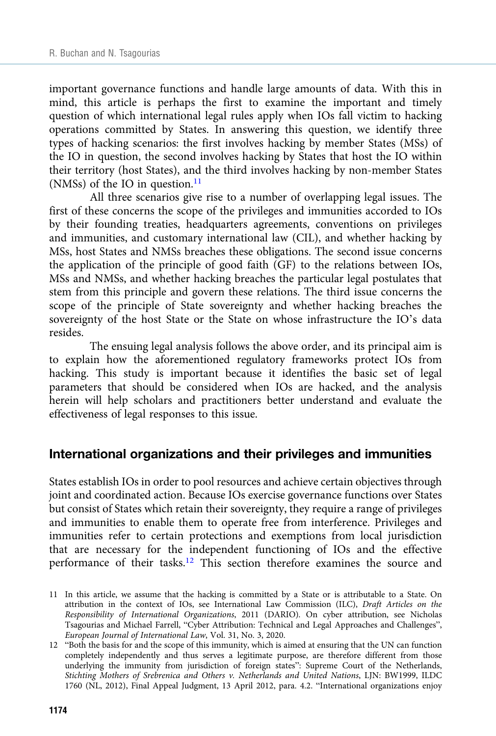important governance functions and handle large amounts of data. With this in mind, this article is perhaps the first to examine the important and timely question of which international legal rules apply when IOs fall victim to hacking operations committed by States. In answering this question, we identify three types of hacking scenarios: the first involves hacking by member States (MSs) of the IO in question, the second involves hacking by States that host the IO within their territory (host States), and the third involves hacking by non-member States (NMSs) of the IO in question.[11]

All three scenarios give rise to a number of overlapping legal issues. The first of these concerns the scope of the privileges and immunities accorded to IOs by their founding treaties, headquarters agreements, conventions on privileges and immunities, and customary international law (CIL), and whether hacking by MSs, host States and NMSs breaches these obligations. The second issue concerns the application of the principle of good faith (GF) to the relations between IOs, MSs and NMSs, and whether hacking breaches the particular legal postulates that stem from this principle and govern these relations. The third issue concerns the scope of the principle of State sovereignty and whether hacking breaches the sovereignty of the host State or the State on whose infrastructure the IO's data resides.

The ensuing legal analysis follows the above order, and its principal aim is to explain how the aforementioned regulatory frameworks protect IOs from hacking. This study is important because it identifies the basic set of legal parameters that should be considered when IOs are hacked, and the analysis herein will help scholars and practitioners better understand and evaluate the effectiveness of legal responses to this issue.

## International organizations and their privileges and immunities

States establish IOs in order to pool resources and achieve certain objectives through joint and coordinated action. Because IOs exercise governance functions over States but consist of States which retain their sovereignty, they require a range of privileges and immunities to enable them to operate free from interference. Privileges and immunities refer to certain protections and exemptions from local jurisdiction that are necessary for the independent functioning of IOs and the effective performance of their tasks.[12] This section therefore examines the source and

11 In this article, we assume that the hacking is committed by a State or is attributable to a State. On attribution in the context of IOs, see International Law Commission (ILC), *Draft Articles on the Responsibility of International Organizations*, 2011 (DARIO). On cyber attribution, see Nicholas Tsagourias and Michael Farrell, "Cyber Attribution: Technical and Legal Approaches and Challenges", *European Journal of International Law*, Vol. 31, No. 3, 2020.

12 "Both the basis for and the scope of this immunity, which is aimed at ensuring that the UN can function completely independently and thus serves a legitimate purpose, are therefore different from those underlying the immunity from jurisdiction of foreign states": Supreme Court of the Netherlands, *Stichting Mothers of Srebrenica and Others v. Netherlands and United Nations*, LJN: BW1999, ILDC 1760 (NL, 2012), Final Appeal Judgment, 13 April 2012, para. 4.2. "International organizations enjoy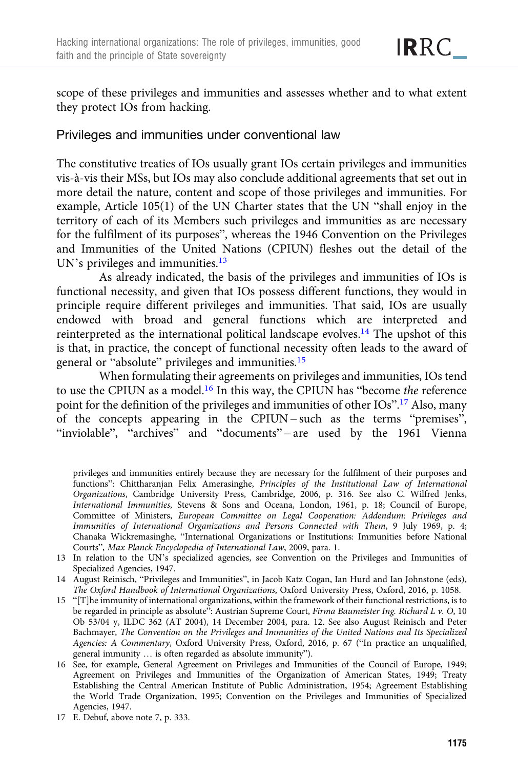scope of these privileges and immunities and assesses whether and to what extent they protect IOs from hacking.

## Privileges and immunities under conventional law

The constitutive treaties of IOs usually grant IOs certain privileges and immunities vis-à-vis their MSs, but IOs may also conclude additional agreements that set out in more detail the nature, content and scope of those privileges and immunities. For example, Article 105(1) of the UN Charter states that the UN "shall enjoy in the territory of each of its Members such privileges and immunities as are necessary for the fulfilment of its purposes", whereas the 1946 Convention on the Privileges and Immunities of the United Nations (CPIUN) fleshes out the detail of the UN's privileges and immunities.[13]

As already indicated, the basis of the privileges and immunities of IOs is functional necessity, and given that IOs possess different functions, they would in principle require different privileges and immunities. That said, IOs are usually endowed with broad and general functions which are interpreted and reinterpreted as the international political landscape evolves.[14] The upshot of this is that, in practice, the concept of functional necessity often leads to the award of general or "absolute" privileges and immunities.[15]

When formulating their agreements on privileges and immunities, IOs tend to use the CPIUN as a model.[16] In this way, the CPIUN has "become *the* reference point for the definition of the privileges and immunities of other IOs".[17] Also, many of the concepts appearing in the CPIUN – such as the terms "premises", "inviolable", "archives" and "documents" – are used by the 1961 Vienna

privileges and immunities entirely because they are necessary for the fulfilment of their purposes and functions": Chittharanjan Felix Amerasinghe, *Principles of the Institutional Law of International Organizations*, Cambridge University Press, Cambridge, 2006, p. 316. See also C. Wilfred Jenks, *International Immunities*, Stevens & Sons and Oceana, London, 1961, p. 18; Council of Europe, Committee of Ministers, *European Committee on Legal Cooperation: Addendum: Privileges and Immunities of International Organizations and Persons Connected with Them*, 9 July 1969, p. 4; Chanaka Wickremasinghe, "International Organizations or Institutions: Immunities before National Courts", *Max Planck Encyclopedia of International Law*, 2009, para. 1.

13 In relation to the UN's specialized agencies, see Convention on the Privileges and Immunities of Specialized Agencies, 1947.

14 August Reinisch, "Privileges and Immunities", in Jacob Katz Cogan, Ian Hurd and Ian Johnstone (eds), *The Oxford Handbook of International Organizations*, Oxford University Press, Oxford, 2016, p. 1058.

15 "[T]he immunity of international organizations, within the framework of their functional restrictions, is to be regarded in principle as absolute": Austrian Supreme Court, *Firma Baumeister Ing. Richard L v. O*, 10 Ob 53/04 y, ILDC 362 (AT 2004), 14 December 2004, para. 12. See also August Reinisch and Peter Bachmayer, *The Convention on the Privileges and Immunities of the United Nations and Its Specialized Agencies: A Commentary*, Oxford University Press, Oxford, 2016, p. 67 ("In practice an unqualified, general immunity … is often regarded as absolute immunity").

16 See, for example, General Agreement on Privileges and Immunities of the Council of Europe, 1949; Agreement on Privileges and Immunities of the Organization of American States, 1949; Treaty Establishing the Central American Institute of Public Administration, 1954; Agreement Establishing the World Trade Organization, 1995; Convention on the Privileges and Immunities of Specialized Agencies, 1947.

17 E. Debuf, above note 7, p. 333.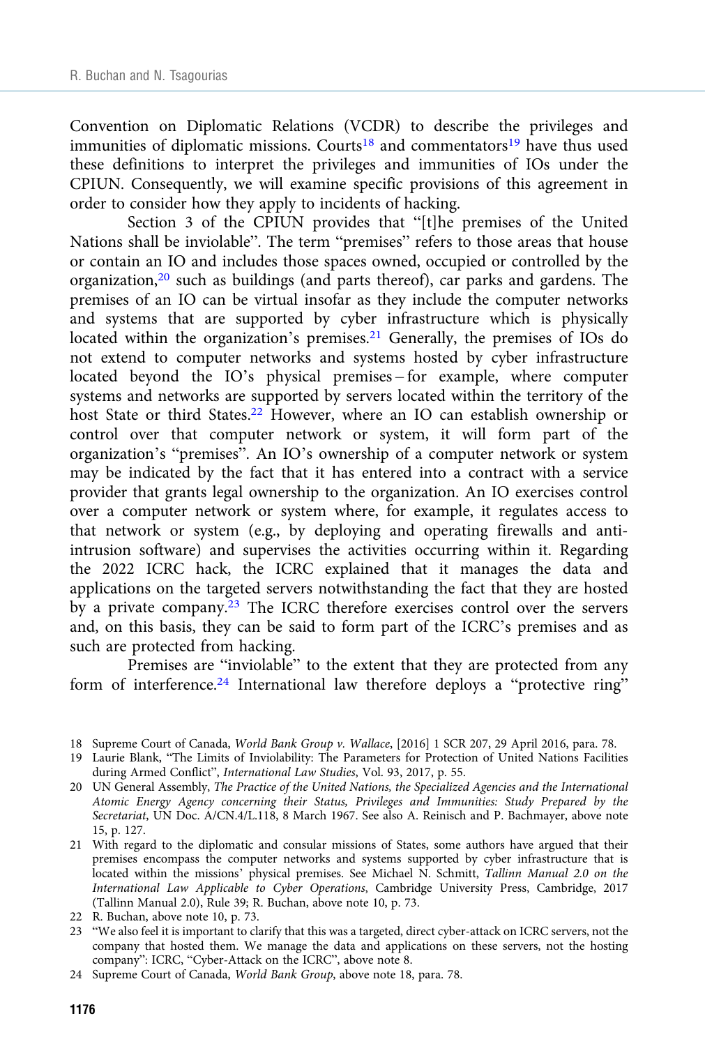Convention on Diplomatic Relations (VCDR) to describe the privileges and immunities of diplomatic missions. Courts[18] and commentators[19] have thus used these definitions to interpret the privileges and immunities of IOs under the CPIUN. Consequently, we will examine specific provisions of this agreement in order to consider how they apply to incidents of hacking.

Section 3 of the CPIUN provides that "[t]he premises of the United Nations shall be inviolable". The term "premises" refers to those areas that house or contain an IO and includes those spaces owned, occupied or controlled by the organization,[20] such as buildings (and parts thereof), car parks and gardens. The premises of an IO can be virtual insofar as they include the computer networks and systems that are supported by cyber infrastructure which is physically located within the organization's premises.[21] Generally, the premises of IOs do not extend to computer networks and systems hosted by cyber infrastructure located beyond the IO's physical premises – for example, where computer systems and networks are supported by servers located within the territory of the host State or third States.[22] However, where an IO can establish ownership or control over that computer network or system, it will form part of the organization's "premises". An IO's ownership of a computer network or system may be indicated by the fact that it has entered into a contract with a service provider that grants legal ownership to the organization. An IO exercises control over a computer network or system where, for example, it regulates access to that network or system (e.g., by deploying and operating firewalls and anti-intrusion software) and supervises the activities occurring within it. Regarding the 2022 ICRC hack, the ICRC explained that it manages the data and applications on the targeted servers notwithstanding the fact that they are hosted by a private company.[23] The ICRC therefore exercises control over the servers and, on this basis, they can be said to form part of the ICRC's premises and as such are protected from hacking.

Premises are "inviolable" to the extent that they are protected from any form of interference.[24] International law therefore deploys a "protective ring"

---

18 Supreme Court of Canada, *World Bank Group v. Wallace*, [2016] 1 SCR 207, 29 April 2016, para. 78.

19 Laurie Blank, "The Limits of Inviolability: The Parameters for Protection of United Nations Facilities during Armed Conflict", *International Law Studies*, Vol. 93, 2017, p. 55.

20 UN General Assembly, *The Practice of the United Nations, the Specialized Agencies and the International Atomic Energy Agency concerning their Status, Privileges and Immunities: Study Prepared by the Secretariat*, UN Doc. A/CN.4/L.118, 8 March 1967. See also A. Reinisch and P. Bachmayer, above note 15, p. 127.

21 With regard to the diplomatic and consular missions of States, some authors have argued that their premises encompass the computer networks and systems supported by cyber infrastructure that is located within the missions' physical premises. See Michael N. Schmitt, *Tallinn Manual 2.0 on the International Law Applicable to Cyber Operations*, Cambridge University Press, Cambridge, 2017 (Tallinn Manual 2.0), Rule 39; R. Buchan, above note 10, p. 73.

22 R. Buchan, above note 10, p. 73.

23 "We also feel it is important to clarify that this was a targeted, direct cyber-attack on ICRC servers, not the company that hosted them. We manage the data and applications on these servers, not the hosting company": ICRC, "Cyber-Attack on the ICRC", above note 8.

24 Supreme Court of Canada, *World Bank Group*, above note 18, para. 78.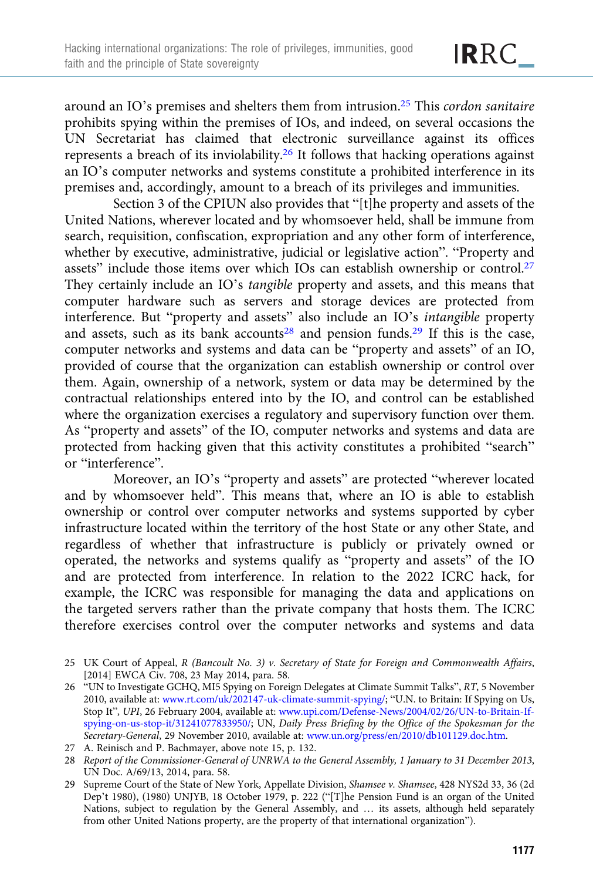around an IO's premises and shelters them from intrusion.[25] This *cordon sanitaire* prohibits spying within the premises of IOs, and indeed, on several occasions the UN Secretariat has claimed that electronic surveillance against its offices represents a breach of its inviolability.[26] It follows that hacking operations against an IO's computer networks and systems constitute a prohibited interference in its premises and, accordingly, amount to a breach of its privileges and immunities.

Section 3 of the CPIUN also provides that "[t]he property and assets of the United Nations, wherever located and by whomsoever held, shall be immune from search, requisition, confiscation, expropriation and any other form of interference, whether by executive, administrative, judicial or legislative action". "Property and assets" include those items over which IOs can establish ownership or control.[27] They certainly include an IO's *tangible* property and assets, and this means that computer hardware such as servers and storage devices are protected from interference. But "property and assets" also include an IO's *intangible* property and assets, such as its bank accounts[28] and pension funds.[29] If this is the case, computer networks and systems and data can be "property and assets" of an IO, provided of course that the organization can establish ownership or control over them. Again, ownership of a network, system or data may be determined by the contractual relationships entered into by the IO, and control can be established where the organization exercises a regulatory and supervisory function over them. As "property and assets" of the IO, computer networks and systems and data are protected from hacking given that this activity constitutes a prohibited "search" or "interference".

Moreover, an IO's "property and assets" are protected "wherever located and by whomsoever held". This means that, where an IO is able to establish ownership or control over computer networks and systems supported by cyber infrastructure located within the territory of the host State or any other State, and regardless of whether that infrastructure is publicly or privately owned or operated, the networks and systems qualify as "property and assets" of the IO and are protected from interference. In relation to the 2022 ICRC hack, for example, the ICRC was responsible for managing the data and applications on the targeted servers rather than the private company that hosts them. The ICRC therefore exercises control over the computer networks and systems and data

25 UK Court of Appeal, *R (Bancoult No. 3) v. Secretary of State for Foreign and Commonwealth Affairs*, [2014] EWCA Civ. 708, 23 May 2014, para. 58.

26 "UN to Investigate GCHQ, MI5 Spying on Foreign Delegates at Climate Summit Talks", *RT*, 5 November 2010, available at: www.rt.com/uk/202147-uk-climate-summit-spying/; "U.N. to Britain: If Spying on Us, Stop It", *UPI*, 26 February 2004, available at: www.upi.com/Defense-News/2004/02/26/UN-to-Britain-If-spying-on-us-stop-it/31241077833950/; UN, *Daily Press Briefing by the Office of the Spokesman for the Secretary-General*, 29 November 2010, available at: www.un.org/press/en/2010/db101129.doc.htm.

27 A. Reinisch and P. Bachmayer, above note 15, p. 132.

28 *Report of the Commissioner-General of UNRWA to the General Assembly, 1 January to 31 December 2013*, UN Doc. A/69/13, 2014, para. 58.

29 Supreme Court of the State of New York, Appellate Division, *Shamsee v. Shamsee*, 428 NYS2d 33, 36 (2d Dep't 1980), (1980) UNJYB, 18 October 1979, p. 222 ("[T]he Pension Fund is an organ of the United Nations, subject to regulation by the General Assembly, and … its assets, although held separately from other United Nations property, are the property of that international organization").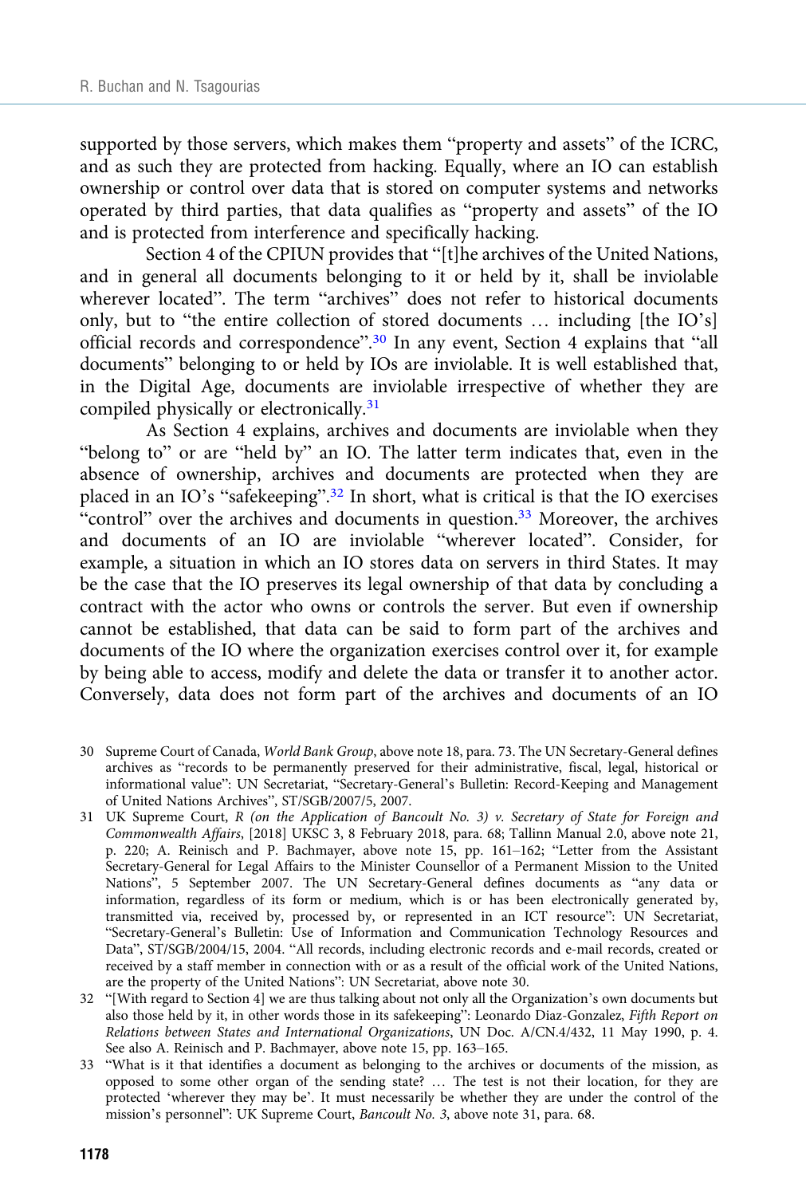supported by those servers, which makes them "property and assets" of the ICRC, and as such they are protected from hacking. Equally, where an IO can establish ownership or control over data that is stored on computer systems and networks operated by third parties, that data qualifies as "property and assets" of the IO and is protected from interference and specifically hacking.

Section 4 of the CPIUN provides that "[t]he archives of the United Nations, and in general all documents belonging to it or held by it, shall be inviolable wherever located". The term "archives" does not refer to historical documents only, but to "the entire collection of stored documents … including [the IO's] official records and correspondence".[30] In any event, Section 4 explains that "all documents" belonging to or held by IOs are inviolable. It is well established that, in the Digital Age, documents are inviolable irrespective of whether they are compiled physically or electronically.[31]

As Section 4 explains, archives and documents are inviolable when they "belong to" or are "held by" an IO. The latter term indicates that, even in the absence of ownership, archives and documents are protected when they are placed in an IO's "safekeeping".[32] In short, what is critical is that the IO exercises "control" over the archives and documents in question.[33] Moreover, the archives and documents of an IO are inviolable "wherever located". Consider, for example, a situation in which an IO stores data on servers in third States. It may be the case that the IO preserves its legal ownership of that data by concluding a contract with the actor who owns or controls the server. But even if ownership cannot be established, that data can be said to form part of the archives and documents of the IO where the organization exercises control over it, for example by being able to access, modify and delete the data or transfer it to another actor. Conversely, data does not form part of the archives and documents of an IO

30 Supreme Court of Canada, *World Bank Group*, above note 18, para. 73. The UN Secretary-General defines archives as "records to be permanently preserved for their administrative, fiscal, legal, historical or informational value": UN Secretariat, "Secretary-General's Bulletin: Record-Keeping and Management of United Nations Archives", ST/SGB/2007/5, 2007.

31 UK Supreme Court, *R (on the Application of Bancoult No. 3) v. Secretary of State for Foreign and Commonwealth Affairs*, [2018] UKSC 3, 8 February 2018, para. 68; Tallinn Manual 2.0, above note 21, p. 220; A. Reinisch and P. Bachmayer, above note 15, pp. 161–162; "Letter from the Assistant Secretary-General for Legal Affairs to the Minister Counsellor of a Permanent Mission to the United Nations", 5 September 2007. The UN Secretary-General defines documents as "any data or information, regardless of its form or medium, which is or has been electronically generated by, transmitted via, received by, processed by, or represented in an ICT resource": UN Secretariat, "Secretary-General's Bulletin: Use of Information and Communication Technology Resources and Data", ST/SGB/2004/15, 2004. "All records, including electronic records and e-mail records, created or received by a staff member in connection with or as a result of the official work of the United Nations, are the property of the United Nations": UN Secretariat, above note 30.

32 "[With regard to Section 4] we are thus talking about not only all the Organization's own documents but also those held by it, in other words those in its safekeeping": Leonardo Diaz-Gonzalez, *Fifth Report on Relations between States and International Organizations*, UN Doc. A/CN.4/432, 11 May 1990, p. 4. See also A. Reinisch and P. Bachmayer, above note 15, pp. 163–165.

33 "What is it that identifies a document as belonging to the archives or documents of the mission, as opposed to some other organ of the sending state? … The test is not their location, for they are protected 'wherever they may be'. It must necessarily be whether they are under the control of the mission's personnel": UK Supreme Court, *Bancoult No. 3*, above note 31, para. 68.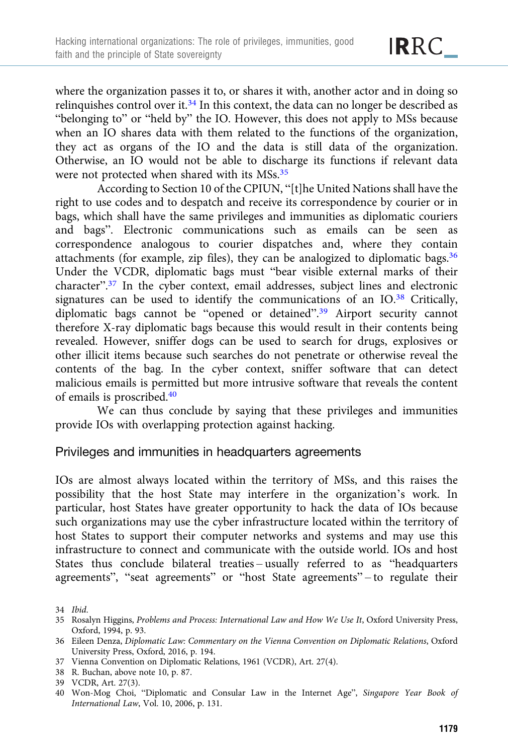where the organization passes it to, or shares it with, another actor and in doing so relinquishes control over it.[34] In this context, the data can no longer be described as "belonging to" or "held by" the IO. However, this does not apply to MSs because when an IO shares data with them related to the functions of the organization, they act as organs of the IO and the data is still data of the organization. Otherwise, an IO would not be able to discharge its functions if relevant data were not protected when shared with its MSs.[35]

According to Section 10 of the CPIUN, "[t]he United Nations shall have the right to use codes and to despatch and receive its correspondence by courier or in bags, which shall have the same privileges and immunities as diplomatic couriers and bags". Electronic communications such as emails can be seen as correspondence analogous to courier dispatches and, where they contain attachments (for example, zip files), they can be analogized to diplomatic bags.[36] Under the VCDR, diplomatic bags must "bear visible external marks of their character".[37] In the cyber context, email addresses, subject lines and electronic signatures can be used to identify the communications of an IO.[38] Critically, diplomatic bags cannot be "opened or detained".[39] Airport security cannot therefore X-ray diplomatic bags because this would result in their contents being revealed. However, sniffer dogs can be used to search for drugs, explosives or other illicit items because such searches do not penetrate or otherwise reveal the contents of the bag. In the cyber context, sniffer software that can detect malicious emails is permitted but more intrusive software that reveals the content of emails is proscribed.[40]

We can thus conclude by saying that these privileges and immunities provide IOs with overlapping protection against hacking.

## Privileges and immunities in headquarters agreements

IOs are almost always located within the territory of MSs, and this raises the possibility that the host State may interfere in the organization's work. In particular, host States have greater opportunity to hack the data of IOs because such organizations may use the cyber infrastructure located within the territory of host States to support their computer networks and systems and may use this infrastructure to connect and communicate with the outside world. IOs and host States thus conclude bilateral treaties – usually referred to as "headquarters agreements", "seat agreements" or "host State agreements" – to regulate their

34 *Ibid.*

35 Rosalyn Higgins, *Problems and Process: International Law and How We Use It*, Oxford University Press, Oxford, 1994, p. 93.

36 Eileen Denza, *Diplomatic Law: Commentary on the Vienna Convention on Diplomatic Relations*, Oxford University Press, Oxford, 2016, p. 194.

37 Vienna Convention on Diplomatic Relations, 1961 (VCDR), Art. 27(4).

38 R. Buchan, above note 10, p. 87.

39 VCDR, Art. 27(3).

40 Won-Mog Choi, "Diplomatic and Consular Law in the Internet Age", *Singapore Year Book of International Law*, Vol. 10, 2006, p. 131.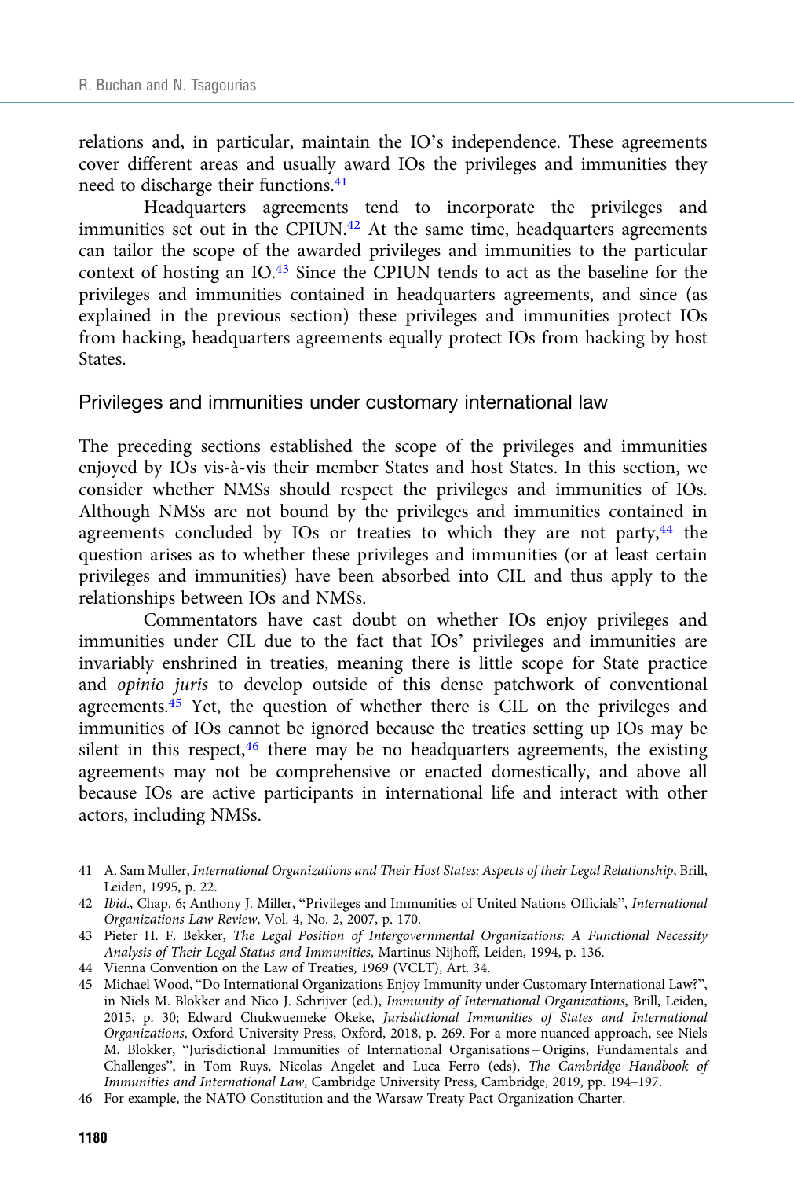relations and, in particular, maintain the IO's independence. These agreements cover different areas and usually award IOs the privileges and immunities they need to discharge their functions.[41]

Headquarters agreements tend to incorporate the privileges and immunities set out in the CPIUN.[42] At the same time, headquarters agreements can tailor the scope of the awarded privileges and immunities to the particular context of hosting an IO.[43] Since the CPIUN tends to act as the baseline for the privileges and immunities contained in headquarters agreements, and since (as explained in the previous section) these privileges and immunities protect IOs from hacking, headquarters agreements equally protect IOs from hacking by host States.

## Privileges and immunities under customary international law

The preceding sections established the scope of the privileges and immunities enjoyed by IOs vis-à-vis their member States and host States. In this section, we consider whether NMSs should respect the privileges and immunities of IOs. Although NMSs are not bound by the privileges and immunities contained in agreements concluded by IOs or treaties to which they are not party,[44] the question arises as to whether these privileges and immunities (or at least certain privileges and immunities) have been absorbed into CIL and thus apply to the relationships between IOs and NMSs.

Commentators have cast doubt on whether IOs enjoy privileges and immunities under CIL due to the fact that IOs' privileges and immunities are invariably enshrined in treaties, meaning there is little scope for State practice and *opinio juris* to develop outside of this dense patchwork of conventional agreements.[45] Yet, the question of whether there is CIL on the privileges and immunities of IOs cannot be ignored because the treaties setting up IOs may be silent in this respect,[46] there may be no headquarters agreements, the existing agreements may not be comprehensive or enacted domestically, and above all because IOs are active participants in international life and interact with other actors, including NMSs.

41 A. Sam Muller, *International Organizations and Their Host States: Aspects of their Legal Relationship*, Brill, Leiden, 1995, p. 22.

42 *Ibid*., Chap. 6; Anthony J. Miller, "Privileges and Immunities of United Nations Officials", *International Organizations Law Review*, Vol. 4, No. 2, 2007, p. 170.

43 Pieter H. F. Bekker, *The Legal Position of Intergovernmental Organizations: A Functional Necessity Analysis of Their Legal Status and Immunities*, Martinus Nijhoff, Leiden, 1994, p. 136.

44 Vienna Convention on the Law of Treaties, 1969 (VCLT), Art. 34.

45 Michael Wood, "Do International Organizations Enjoy Immunity under Customary International Law?", in Niels M. Blokker and Nico J. Schrijver (ed.), *Immunity of International Organizations*, Brill, Leiden, 2015, p. 30; Edward Chukwuemeke Okeke, *Jurisdictional Immunities of States and International Organizations*, Oxford University Press, Oxford, 2018, p. 269. For a more nuanced approach, see Niels M. Blokker, "Jurisdictional Immunities of International Organisations – Origins, Fundamentals and Challenges", in Tom Ruys, Nicolas Angelet and Luca Ferro (eds), *The Cambridge Handbook of Immunities and International Law*, Cambridge University Press, Cambridge, 2019, pp. 194–197.

46 For example, the NATO Constitution and the Warsaw Treaty Pact Organization Charter.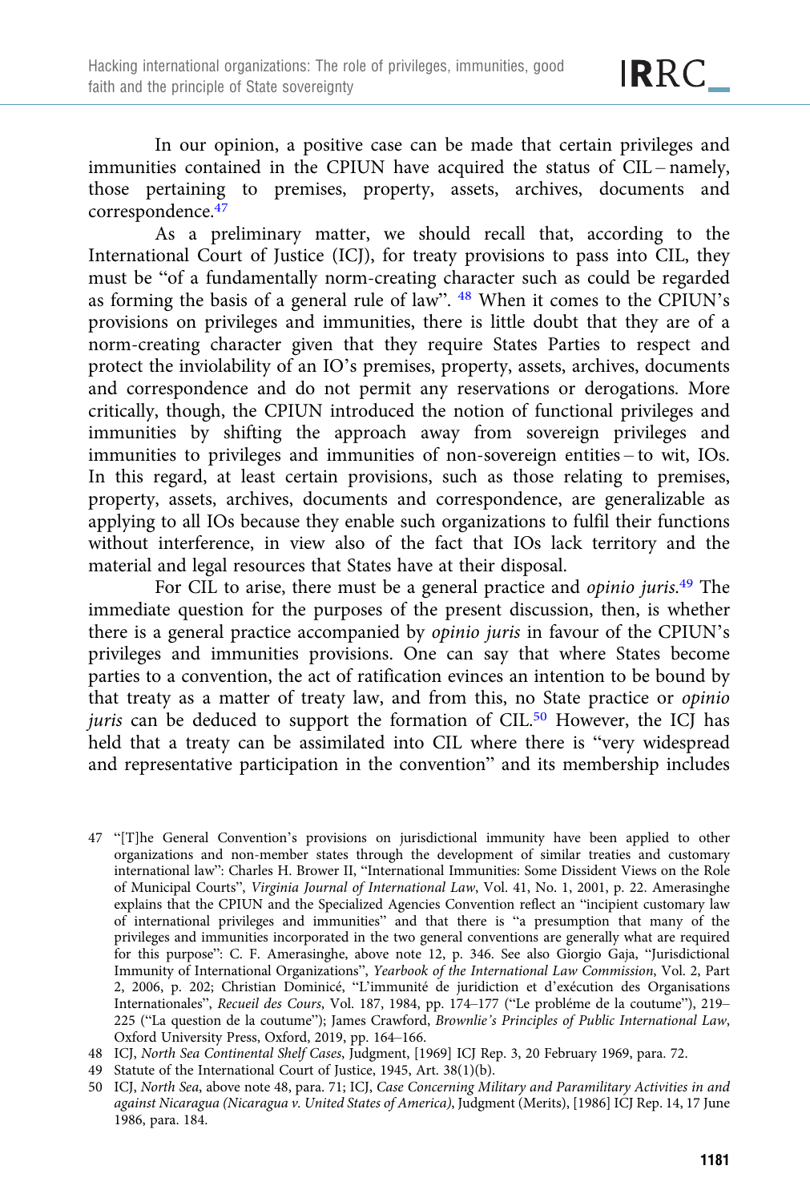In our opinion, a positive case can be made that certain privileges and immunities contained in the CPIUN have acquired the status of CIL – namely, those pertaining to premises, property, assets, archives, documents and correspondence.[47]

As a preliminary matter, we should recall that, according to the International Court of Justice (ICJ), for treaty provisions to pass into CIL, they must be "of a fundamentally norm-creating character such as could be regarded as forming the basis of a general rule of law". [48] When it comes to the CPIUN's provisions on privileges and immunities, there is little doubt that they are of a norm-creating character given that they require States Parties to respect and protect the inviolability of an IO's premises, property, assets, archives, documents and correspondence and do not permit any reservations or derogations. More critically, though, the CPIUN introduced the notion of functional privileges and immunities by shifting the approach away from sovereign privileges and immunities to privileges and immunities of non-sovereign entities – to wit, IOs. In this regard, at least certain provisions, such as those relating to premises, property, assets, archives, documents and correspondence, are generalizable as applying to all IOs because they enable such organizations to fulfil their functions without interference, in view also of the fact that IOs lack territory and the material and legal resources that States have at their disposal.

For CIL to arise, there must be a general practice and *opinio juris*.[49] The immediate question for the purposes of the present discussion, then, is whether there is a general practice accompanied by *opinio juris* in favour of the CPIUN's privileges and immunities provisions. One can say that where States become parties to a convention, the act of ratification evinces an intention to be bound by that treaty as a matter of treaty law, and from this, no State practice or *opinio juris* can be deduced to support the formation of CIL.[50] However, the ICJ has held that a treaty can be assimilated into CIL where there is "very widespread and representative participation in the convention" and its membership includes

---

47 "[T]he General Convention's provisions on jurisdictional immunity have been applied to other organizations and non-member states through the development of similar treaties and customary international law": Charles H. Brower II, "International Immunities: Some Dissident Views on the Role of Municipal Courts", *Virginia Journal of International Law*, Vol. 41, No. 1, 2001, p. 22. Amerasinghe explains that the CPIUN and the Specialized Agencies Convention reflect an "incipient customary law of international privileges and immunities" and that there is "a presumption that many of the privileges and immunities incorporated in the two general conventions are generally what are required for this purpose": C. F. Amerasinghe, above note 12, p. 346. See also Giorgio Gaja, "Jurisdictional Immunity of International Organizations", *Yearbook of the International Law Commission*, Vol. 2, Part 2, 2006, p. 202; Christian Dominicé, "L'immunité de juridiction et d'exécution des Organisations Internationales", *Recueil des Cours*, Vol. 187, 1984, pp. 174–177 ("Le probléme de la coutume"), 219–225 ("La question de la coutume"); James Crawford, *Brownlie's Principles of Public International Law*, Oxford University Press, Oxford, 2019, pp. 164–166.

48 ICJ, *North Sea Continental Shelf Cases*, Judgment, [1969] ICJ Rep. 3, 20 February 1969, para. 72.

49 Statute of the International Court of Justice, 1945, Art. 38(1)(b).

50 ICJ, *North Sea*, above note 48, para. 71; ICJ, *Case Concerning Military and Paramilitary Activities in and against Nicaragua (Nicaragua v. United States of America)*, Judgment (Merits), [1986] ICJ Rep. 14, 17 June 1986, para. 184.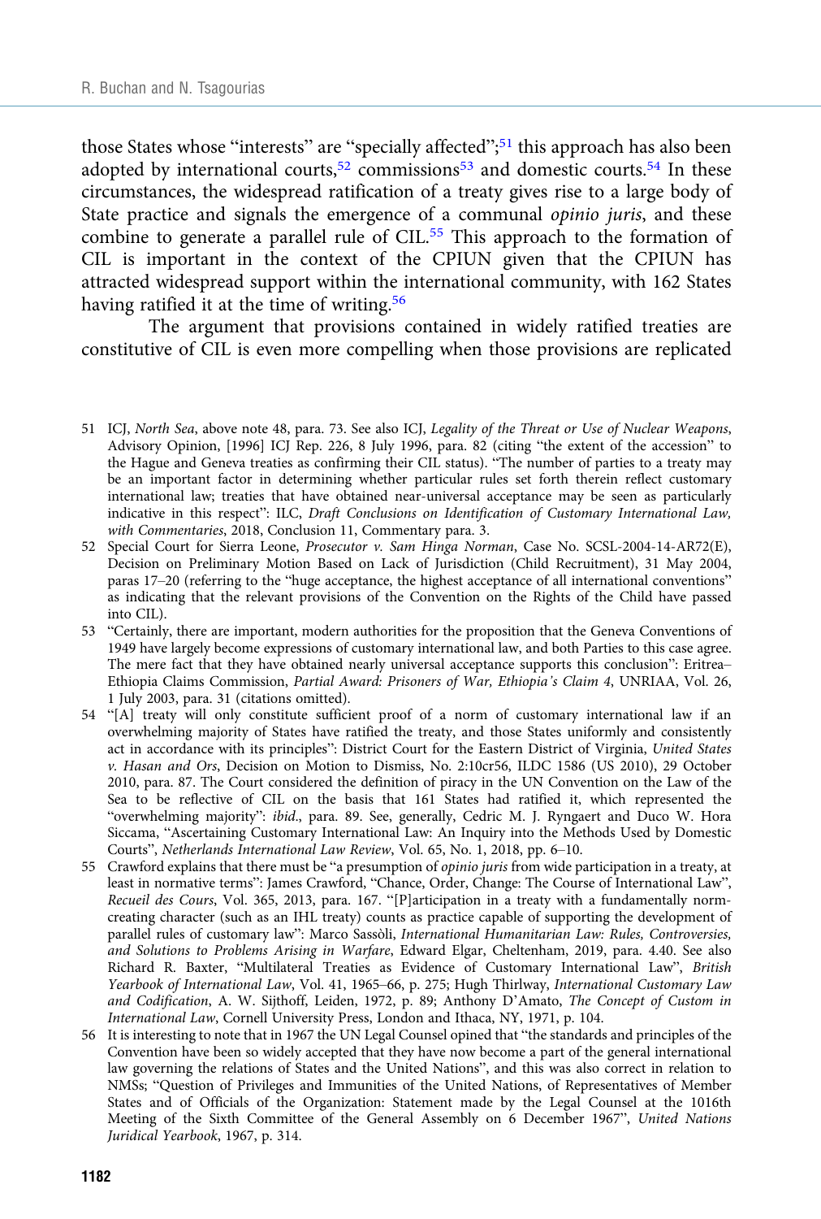those States whose "interests" are "specially affected";[51] this approach has also been adopted by international courts,[52] commissions[53] and domestic courts.[54] In these circumstances, the widespread ratification of a treaty gives rise to a large body of State practice and signals the emergence of a communal *opinio juris*, and these combine to generate a parallel rule of CIL.[55] This approach to the formation of CIL is important in the context of the CPIUN given that the CPIUN has attracted widespread support within the international community, with 162 States having ratified it at the time of writing.[56]

The argument that provisions contained in widely ratified treaties are constitutive of CIL is even more compelling when those provisions are replicated

---

51 ICJ, *North Sea*, above note 48, para. 73. See also ICJ, *Legality of the Threat or Use of Nuclear Weapons*, Advisory Opinion, [1996] ICJ Rep. 226, 8 July 1996, para. 82 (citing "the extent of the accession" to the Hague and Geneva treaties as confirming their CIL status). "The number of parties to a treaty may be an important factor in determining whether particular rules set forth therein reflect customary international law; treaties that have obtained near-universal acceptance may be seen as particularly indicative in this respect": ILC, *Draft Conclusions on Identification of Customary International Law, with Commentaries*, 2018, Conclusion 11, Commentary para. 3.

52 Special Court for Sierra Leone, *Prosecutor v. Sam Hinga Norman*, Case No. SCSL-2004-14-AR72(E), Decision on Preliminary Motion Based on Lack of Jurisdiction (Child Recruitment), 31 May 2004, paras 17–20 (referring to the "huge acceptance, the highest acceptance of all international conventions" as indicating that the relevant provisions of the Convention on the Rights of the Child have passed into CIL).

53 "Certainly, there are important, modern authorities for the proposition that the Geneva Conventions of 1949 have largely become expressions of customary international law, and both Parties to this case agree. The mere fact that they have obtained nearly universal acceptance supports this conclusion": Eritrea–Ethiopia Claims Commission, *Partial Award: Prisoners of War, Ethiopia's Claim 4*, UNRIAA, Vol. 26, 1 July 2003, para. 31 (citations omitted).

54 "[A] treaty will only constitute sufficient proof of a norm of customary international law if an overwhelming majority of States have ratified the treaty, and those States uniformly and consistently act in accordance with its principles": District Court for the Eastern District of Virginia, *United States v. Hasan and Ors*, Decision on Motion to Dismiss, No. 2:10cr56, ILDC 1586 (US 2010), 29 October 2010, para. 87. The Court considered the definition of piracy in the UN Convention on the Law of the Sea to be reflective of CIL on the basis that 161 States had ratified it, which represented the "overwhelming majority": *ibid*., para. 89. See, generally, Cedric M. J. Ryngaert and Duco W. Hora Siccama, "Ascertaining Customary International Law: An Inquiry into the Methods Used by Domestic Courts", *Netherlands International Law Review*, Vol. 65, No. 1, 2018, pp. 6–10.

55 Crawford explains that there must be "a presumption of *opinio juris* from wide participation in a treaty, at least in normative terms": James Crawford, "Chance, Order, Change: The Course of International Law", *Recueil des Cours*, Vol. 365, 2013, para. 167. "[P]articipation in a treaty with a fundamentally norm-creating character (such as an IHL treaty) counts as practice capable of supporting the development of parallel rules of customary law": Marco Sassòli, *International Humanitarian Law: Rules, Controversies, and Solutions to Problems Arising in Warfare*, Edward Elgar, Cheltenham, 2019, para. 4.40. See also Richard R. Baxter, "Multilateral Treaties as Evidence of Customary International Law", *British Yearbook of International Law*, Vol. 41, 1965–66, p. 275; Hugh Thirlway, *International Customary Law and Codification*, A. W. Sijthoff, Leiden, 1972, p. 89; Anthony D'Amato, *The Concept of Custom in International Law*, Cornell University Press, London and Ithaca, NY, 1971, p. 104.

56 It is interesting to note that in 1967 the UN Legal Counsel opined that "the standards and principles of the Convention have been so widely accepted that they have now become a part of the general international law governing the relations of States and the United Nations", and this was also correct in relation to NMSs; "Question of Privileges and Immunities of the United Nations, of Representatives of Member States and of Officials of the Organization: Statement made by the Legal Counsel at the 1016th Meeting of the Sixth Committee of the General Assembly on 6 December 1967", *United Nations Juridical Yearbook*, 1967, p. 314.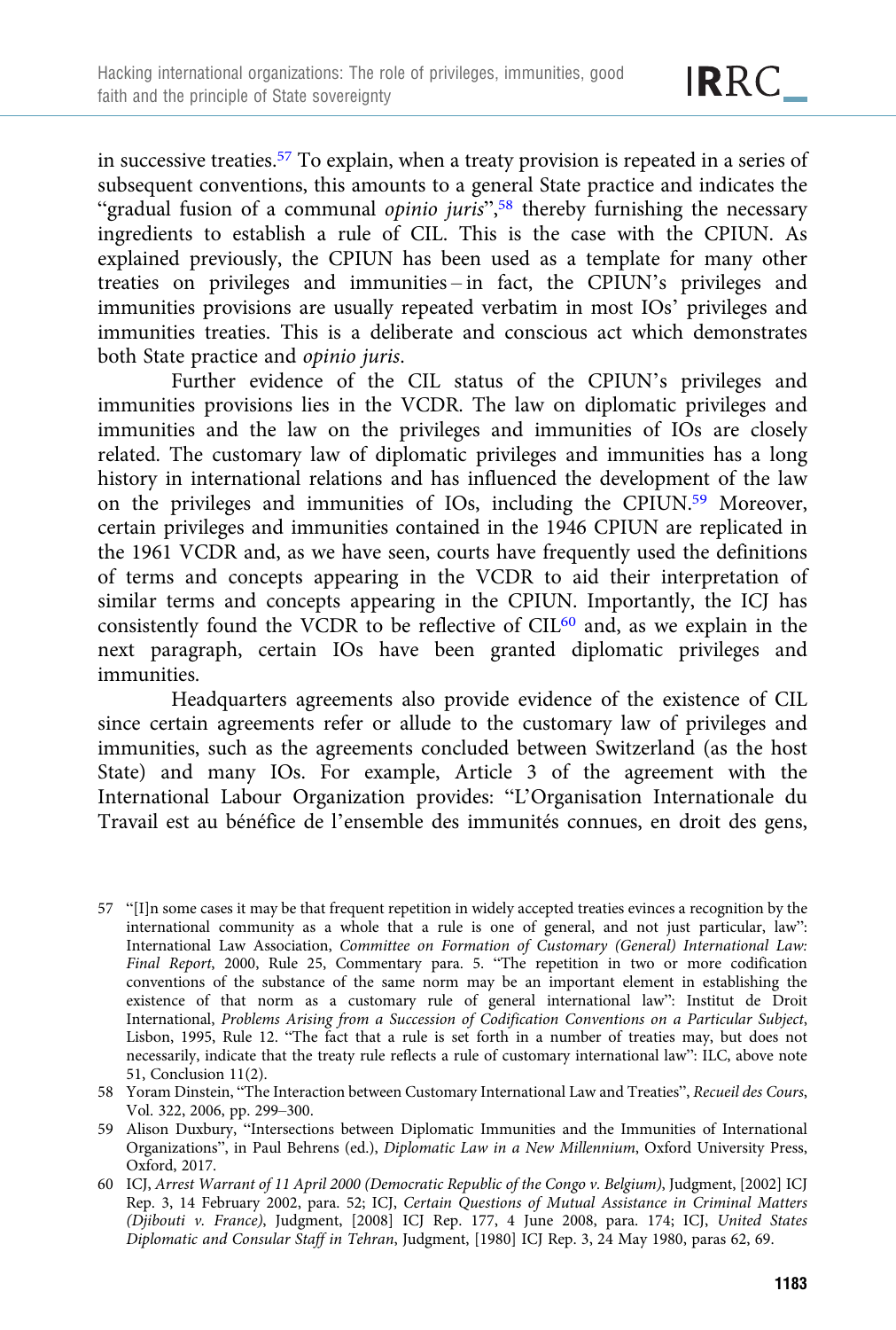in successive treaties.[57] To explain, when a treaty provision is repeated in a series of subsequent conventions, this amounts to a general State practice and indicates the "gradual fusion of a communal *opinio juris*",[58] thereby furnishing the necessary ingredients to establish a rule of CIL. This is the case with the CPIUN. As explained previously, the CPIUN has been used as a template for many other treaties on privileges and immunities – in fact, the CPIUN's privileges and immunities provisions are usually repeated verbatim in most IOs' privileges and immunities treaties. This is a deliberate and conscious act which demonstrates both State practice and *opinio juris*.

Further evidence of the CIL status of the CPIUN's privileges and immunities provisions lies in the VCDR. The law on diplomatic privileges and immunities and the law on the privileges and immunities of IOs are closely related. The customary law of diplomatic privileges and immunities has a long history in international relations and has influenced the development of the law on the privileges and immunities of IOs, including the CPIUN.[59] Moreover, certain privileges and immunities contained in the 1946 CPIUN are replicated in the 1961 VCDR and, as we have seen, courts have frequently used the definitions of terms and concepts appearing in the VCDR to aid their interpretation of similar terms and concepts appearing in the CPIUN. Importantly, the ICJ has consistently found the VCDR to be reflective of CIL[60] and, as we explain in the next paragraph, certain IOs have been granted diplomatic privileges and immunities.

Headquarters agreements also provide evidence of the existence of CIL since certain agreements refer or allude to the customary law of privileges and immunities, such as the agreements concluded between Switzerland (as the host State) and many IOs. For example, Article 3 of the agreement with the International Labour Organization provides: "L'Organisation Internationale du Travail est au bénéfice de l'ensemble des immunités connues, en droit des gens,

---

57 "[I]n some cases it may be that frequent repetition in widely accepted treaties evinces a recognition by the international community as a whole that a rule is one of general, and not just particular, law": International Law Association, *Committee on Formation of Customary (General) International Law: Final Report*, 2000, Rule 25, Commentary para. 5. "The repetition in two or more codification conventions of the substance of the same norm may be an important element in establishing the existence of that norm as a customary rule of general international law": Institut de Droit International, *Problems Arising from a Succession of Codification Conventions on a Particular Subject*, Lisbon, 1995, Rule 12. "The fact that a rule is set forth in a number of treaties may, but does not necessarily, indicate that the treaty rule reflects a rule of customary international law": ILC, above note 51, Conclusion 11(2).

58 Yoram Dinstein, "The Interaction between Customary International Law and Treaties", *Recueil des Cours*, Vol. 322, 2006, pp. 299–300.

59 Alison Duxbury, "Intersections between Diplomatic Immunities and the Immunities of International Organizations", in Paul Behrens (ed.), *Diplomatic Law in a New Millennium*, Oxford University Press, Oxford, 2017.

60 ICJ, *Arrest Warrant of 11 April 2000 (Democratic Republic of the Congo v. Belgium)*, Judgment, [2002] ICJ Rep. 3, 14 February 2002, para. 52; ICJ, *Certain Questions of Mutual Assistance in Criminal Matters (Djibouti v. France)*, Judgment, [2008] ICJ Rep. 177, 4 June 2008, para. 174; ICJ, *United States Diplomatic and Consular Staff in Tehran*, Judgment, [1980] ICJ Rep. 3, 24 May 1980, paras 62, 69.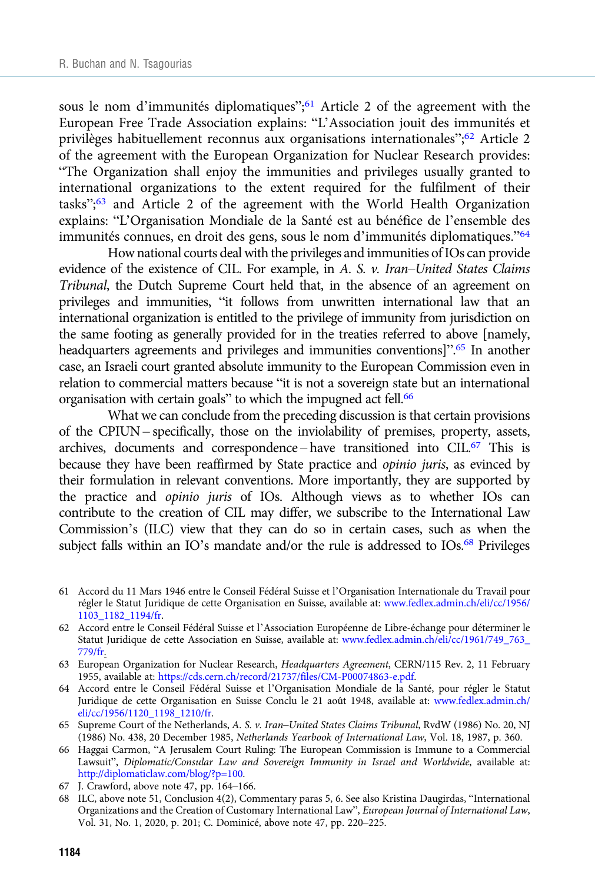sous le nom d'immunités diplomatiques";[61] Article 2 of the agreement with the European Free Trade Association explains: "L'Association jouit des immunités et privilèges habituellement reconnus aux organisations internationales";[62] Article 2 of the agreement with the European Organization for Nuclear Research provides: "The Organization shall enjoy the immunities and privileges usually granted to international organizations to the extent required for the fulfilment of their tasks";[63] and Article 2 of the agreement with the World Health Organization explains: "L'Organisation Mondiale de la Santé est au bénéfice de l'ensemble des immunités connues, en droit des gens, sous le nom d'immunités diplomatiques."[64]

How national courts deal with the privileges and immunities of IOs can provide evidence of the existence of CIL. For example, in *A. S. v. Iran–United States Claims Tribunal*, the Dutch Supreme Court held that, in the absence of an agreement on privileges and immunities, "it follows from unwritten international law that an international organization is entitled to the privilege of immunity from jurisdiction on the same footing as generally provided for in the treaties referred to above [namely, headquarters agreements and privileges and immunities conventions]".[65] In another case, an Israeli court granted absolute immunity to the European Commission even in relation to commercial matters because "it is not a sovereign state but an international organisation with certain goals" to which the impugned act fell.[66]

What we can conclude from the preceding discussion is that certain provisions of the CPIUN – specifically, those on the inviolability of premises, property, assets, archives, documents and correspondence – have transitioned into CIL.[67] This is because they have been reaffirmed by State practice and *opinio juris*, as evinced by their formulation in relevant conventions. More importantly, they are supported by the practice and *opinio juris* of IOs. Although views as to whether IOs can contribute to the creation of CIL may differ, we subscribe to the International Law Commission's (ILC) view that they can do so in certain cases, such as when the subject falls within an IO's mandate and/or the rule is addressed to IOs.[68] Privileges

61 Accord du 11 Mars 1946 entre le Conseil Fédéral Suisse et l'Organisation Internationale du Travail pour régler le Statut Juridique de cette Organisation en Suisse, available at: www.fedlex.admin.ch/eli/cc/1956/1103_1182_1194/fr.

62 Accord entre le Conseil Fédéral Suisse et l'Association Européenne de Libre-échange pour déterminer le Statut Juridique de cette Association en Suisse, available at: www.fedlex.admin.ch/eli/cc/1961/749_763_779/fr.

63 European Organization for Nuclear Research, *Headquarters Agreement*, CERN/115 Rev. 2, 11 February 1955, available at: https://cds.cern.ch/record/21737/files/CM-P00074863-e.pdf.

64 Accord entre le Conseil Fédéral Suisse et l'Organisation Mondiale de la Santé, pour régler le Statut Juridique de cette Organisation en Suisse Conclu le 21 août 1948, available at: www.fedlex.admin.ch/eli/cc/1956/1120_1198_1210/fr.

65 Supreme Court of the Netherlands, *A. S. v. Iran–United States Claims Tribunal*, RvdW (1986) No. 20, NJ (1986) No. 438, 20 December 1985, *Netherlands Yearbook of International Law*, Vol. 18, 1987, p. 360.

66 Haggai Carmon, "A Jerusalem Court Ruling: The European Commission is Immune to a Commercial Lawsuit", *Diplomatic/Consular Law and Sovereign Immunity in Israel and Worldwide*, available at: http://diplomaticlaw.com/blog/?p=100.

67 J. Crawford, above note 47, pp. 164–166.

68 ILC, above note 51, Conclusion 4(2), Commentary paras 5, 6. See also Kristina Daugirdas, "International Organizations and the Creation of Customary International Law", *European Journal of International Law*, Vol. 31, No. 1, 2020, p. 201; C. Dominicé, above note 47, pp. 220–225.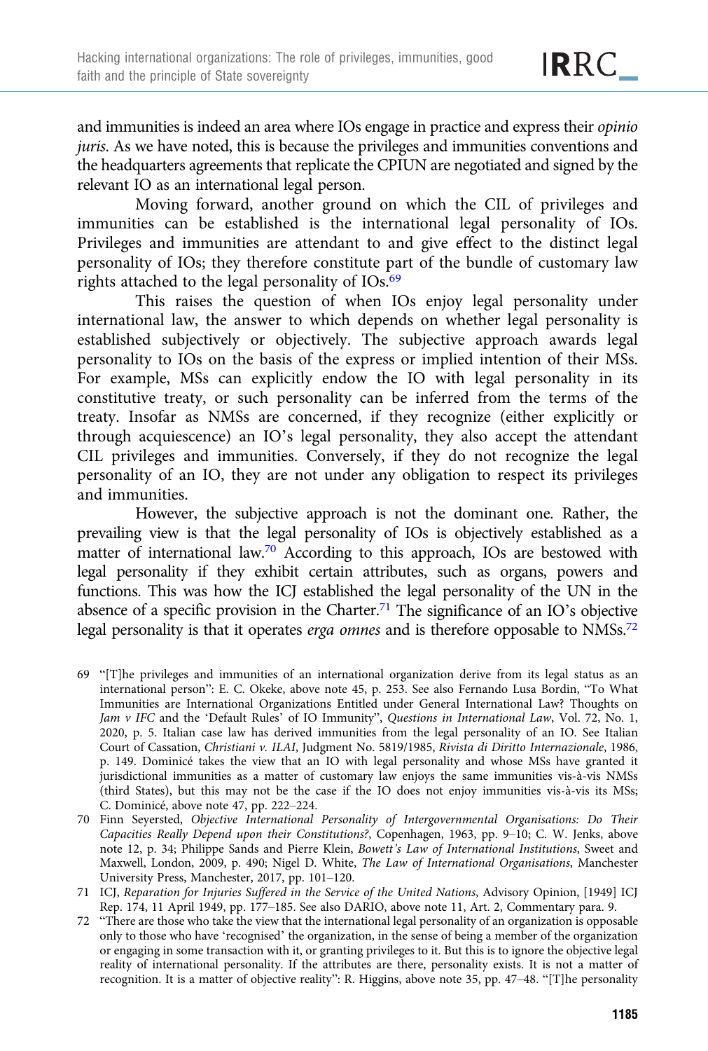and immunities is indeed an area where IOs engage in practice and express their *opinio juris*. As we have noted, this is because the privileges and immunities conventions and the headquarters agreements that replicate the CPIUN are negotiated and signed by the relevant IO as an international legal person.

Moving forward, another ground on which the CIL of privileges and immunities can be established is the international legal personality of IOs. Privileges and immunities are attendant to and give effect to the distinct legal personality of IOs; they therefore constitute part of the bundle of customary law rights attached to the legal personality of IOs.[69]

This raises the question of when IOs enjoy legal personality under international law, the answer to which depends on whether legal personality is established subjectively or objectively. The subjective approach awards legal personality to IOs on the basis of the express or implied intention of their MSs. For example, MSs can explicitly endow the IO with legal personality in its constitutive treaty, or such personality can be inferred from the terms of the treaty. Insofar as NMSs are concerned, if they recognize (either explicitly or through acquiescence) an IO's legal personality, they also accept the attendant CIL privileges and immunities. Conversely, if they do not recognize the legal personality of an IO, they are not under any obligation to respect its privileges and immunities.

However, the subjective approach is not the dominant one. Rather, the prevailing view is that the legal personality of IOs is objectively established as a matter of international law.[70] According to this approach, IOs are bestowed with legal personality if they exhibit certain attributes, such as organs, powers and functions. This was how the ICJ established the legal personality of the UN in the absence of a specific provision in the Charter.[71] The significance of an IO's objective legal personality is that it operates *erga omnes* and is therefore opposable to NMSs.[72]

69 "[T]he privileges and immunities of an international organization derive from its legal status as an international person": E. C. Okeke, above note 45, p. 253. See also Fernando Lusa Bordin, "To What Immunities are International Organizations Entitled under General International Law? Thoughts on *Jam v IFC* and the 'Default Rules' of IO Immunity", *Questions in International Law*, Vol. 72, No. 1, 2020, p. 5. Italian case law has derived immunities from the legal personality of an IO. See Italian Court of Cassation, *Christiani v. ILAI*, Judgment No. 5819/1985, *Rivista di Diritto Internazionale*, 1986, p. 149. Dominicé takes the view that an IO with legal personality and whose MSs have granted it jurisdictional immunities as a matter of customary law enjoys the same immunities vis-à-vis NMSs (third States), but this may not be the case if the IO does not enjoy immunities vis-à-vis its MSs; C. Dominicé, above note 47, pp. 222–224.

70 Finn Seyersted, *Objective International Personality of Intergovernmental Organisations: Do Their Capacities Really Depend upon their Constitutions?*, Copenhagen, 1963, pp. 9–10; C. W. Jenks, above note 12, p. 34; Philippe Sands and Pierre Klein, *Bowett's Law of International Institutions*, Sweet and Maxwell, London, 2009, p. 490; Nigel D. White, *The Law of International Organisations*, Manchester University Press, Manchester, 2017, pp. 101–120.

71 ICJ, *Reparation for Injuries Suffered in the Service of the United Nations*, Advisory Opinion, [1949] ICJ Rep. 174, 11 April 1949, pp. 177–185. See also DARIO, above note 11, Art. 2, Commentary para. 9.

72 "There are those who take the view that the international legal personality of an organization is opposable only to those who have 'recognised' the organization, in the sense of being a member of the organization or engaging in some transaction with it, or granting privileges to it. But this is to ignore the objective legal reality of international personality. If the attributes are there, personality exists. It is not a matter of recognition. It is a matter of objective reality": R. Higgins, above note 35, pp. 47–48. "[T]he personality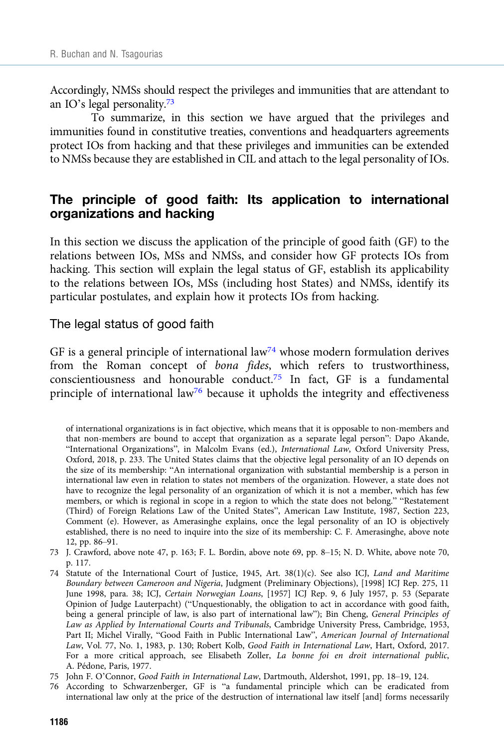Accordingly, NMSs should respect the privileges and immunities that are attendant to an IO's legal personality.[73]

To summarize, in this section we have argued that the privileges and immunities found in constitutive treaties, conventions and headquarters agreements protect IOs from hacking and that these privileges and immunities can be extended to NMSs because they are established in CIL and attach to the legal personality of IOs.

## The principle of good faith: Its application to international organizations and hacking

In this section we discuss the application of the principle of good faith (GF) to the relations between IOs, MSs and NMSs, and consider how GF protects IOs from hacking. This section will explain the legal status of GF, establish its applicability to the relations between IOs, MSs (including host States) and NMSs, identify its particular postulates, and explain how it protects IOs from hacking.

### The legal status of good faith

GF is a general principle of international law[74] whose modern formulation derives from the Roman concept of *bona fides*, which refers to trustworthiness, conscientiousness and honourable conduct.[75] In fact, GF is a fundamental principle of international law[76] because it upholds the integrity and effectiveness

---

of international organizations is in fact objective, which means that it is opposable to non-members and that non-members are bound to accept that organization as a separate legal person": Dapo Akande, "International Organizations", in Malcolm Evans (ed.), *International Law*, Oxford University Press, Oxford, 2018, p. 233. The United States claims that the objective legal personality of an IO depends on the size of its membership: "An international organization with substantial membership is a person in international law even in relation to states not members of the organization. However, a state does not have to recognize the legal personality of an organization of which it is not a member, which has few members, or which is regional in scope in a region to which the state does not belong." "Restatement (Third) of Foreign Relations Law of the United States", American Law Institute, 1987, Section 223, Comment (e). However, as Amerasinghe explains, once the legal personality of an IO is objectively established, there is no need to inquire into the size of its membership: C. F. Amerasinghe, above note 12, pp. 86–91.

73 J. Crawford, above note 47, p. 163; F. L. Bordin, above note 69, pp. 8–15; N. D. White, above note 70, p. 117.

74 Statute of the International Court of Justice, 1945, Art. 38(1)(c). See also ICJ, *Land and Maritime Boundary between Cameroon and Nigeria*, Judgment (Preliminary Objections), [1998] ICJ Rep. 275, 11 June 1998, para. 38; ICJ, *Certain Norwegian Loans*, [1957] ICJ Rep. 9, 6 July 1957, p. 53 (Separate Opinion of Judge Lauterpacht) ("Unquestionably, the obligation to act in accordance with good faith, being a general principle of law, is also part of international law"); Bin Cheng, *General Principles of Law as Applied by International Courts and Tribunals*, Cambridge University Press, Cambridge, 1953, Part II; Michel Virally, "Good Faith in Public International Law", *American Journal of International Law*, Vol. 77, No. 1, 1983, p. 130; Robert Kolb, *Good Faith in International Law*, Hart, Oxford, 2017. For a more critical approach, see Elisabeth Zoller, *La bonne foi en droit international public*, A. Pédone, Paris, 1977.

75 John F. O'Connor, *Good Faith in International Law*, Dartmouth, Aldershot, 1991, pp. 18–19, 124.

76 According to Schwarzenberger, GF is "a fundamental principle which can be eradicated from international law only at the price of the destruction of international law itself [and] forms necessarily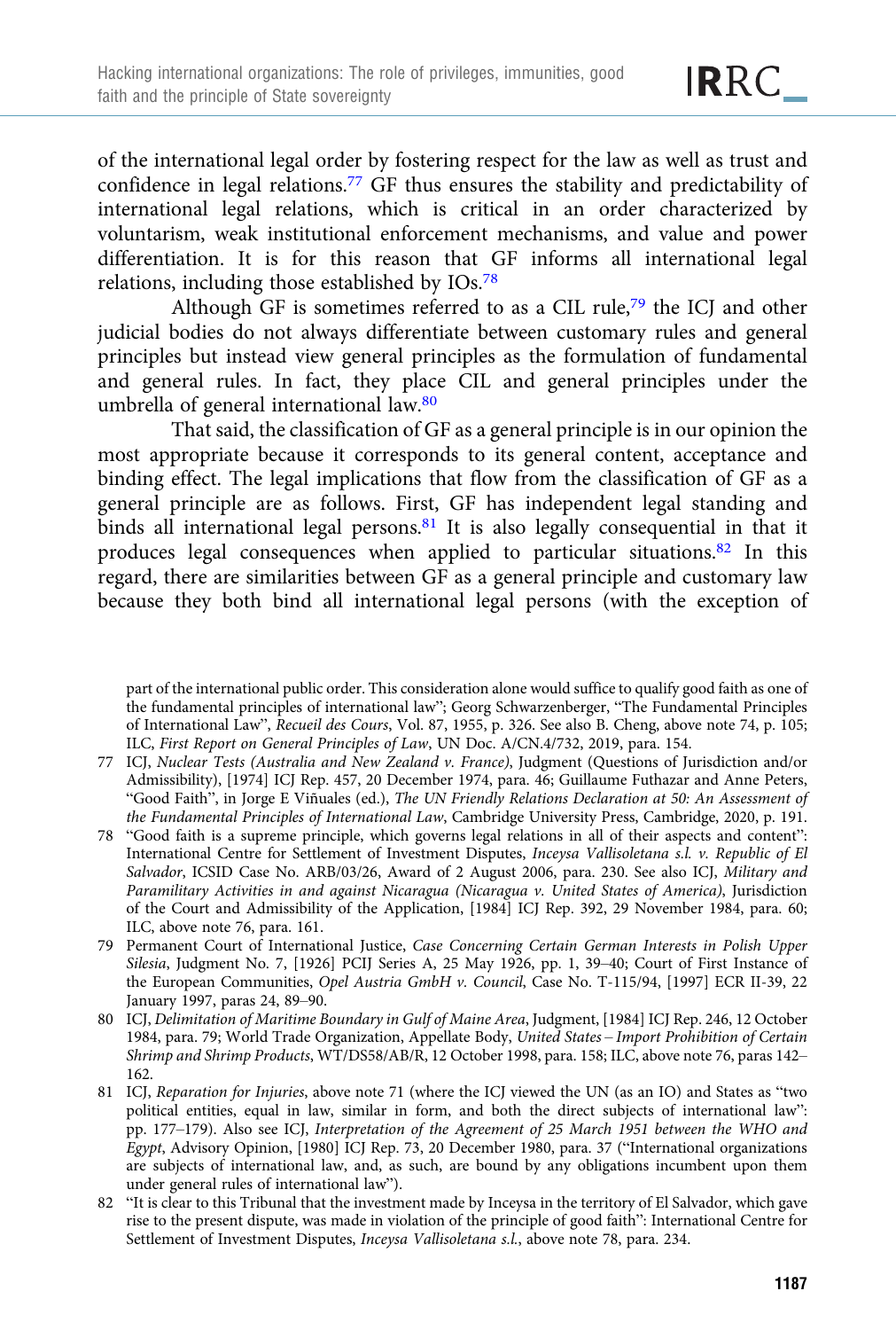of the international legal order by fostering respect for the law as well as trust and confidence in legal relations.[77] GF thus ensures the stability and predictability of international legal relations, which is critical in an order characterized by voluntarism, weak institutional enforcement mechanisms, and value and power differentiation. It is for this reason that GF informs all international legal relations, including those established by IOs.[78]

Although GF is sometimes referred to as a CIL rule,[79] the ICJ and other judicial bodies do not always differentiate between customary rules and general principles but instead view general principles as the formulation of fundamental and general rules. In fact, they place CIL and general principles under the umbrella of general international law.[80]

That said, the classification of GF as a general principle is in our opinion the most appropriate because it corresponds to its general content, acceptance and binding effect. The legal implications that flow from the classification of GF as a general principle are as follows. First, GF has independent legal standing and binds all international legal persons.[81] It is also legally consequential in that it produces legal consequences when applied to particular situations.[82] In this regard, there are similarities between GF as a general principle and customary law because they both bind all international legal persons (with the exception of

part of the international public order. This consideration alone would suffice to qualify good faith as one of the fundamental principles of international law"; Georg Schwarzenberger, "The Fundamental Principles of International Law", *Recueil des Cours*, Vol. 87, 1955, p. 326. See also B. Cheng, above note 74, p. 105; ILC, *First Report on General Principles of Law*, UN Doc. A/CN.4/732, 2019, para. 154.

77 ICJ, *Nuclear Tests (Australia and New Zealand v. France)*, Judgment (Questions of Jurisdiction and/or Admissibility), [1974] ICJ Rep. 457, 20 December 1974, para. 46; Guillaume Futhazar and Anne Peters, "Good Faith", in Jorge E Viñuales (ed.), *The UN Friendly Relations Declaration at 50: An Assessment of the Fundamental Principles of International Law*, Cambridge University Press, Cambridge, 2020, p. 191.

78 "Good faith is a supreme principle, which governs legal relations in all of their aspects and content": International Centre for Settlement of Investment Disputes, *Inceysa Vallisoletana s.l. v. Republic of El Salvador*, ICSID Case No. ARB/03/26, Award of 2 August 2006, para. 230. See also ICJ, *Military and Paramilitary Activities in and against Nicaragua (Nicaragua v. United States of America)*, Jurisdiction of the Court and Admissibility of the Application, [1984] ICJ Rep. 392, 29 November 1984, para. 60; ILC, above note 76, para. 161.

79 Permanent Court of International Justice, *Case Concerning Certain German Interests in Polish Upper Silesia*, Judgment No. 7, [1926] PCIJ Series A, 25 May 1926, pp. 1, 39–40; Court of First Instance of the European Communities, *Opel Austria GmbH v. Council*, Case No. T-115/94, [1997] ECR II-39, 22 January 1997, paras 24, 89–90.

80 ICJ, *Delimitation of Maritime Boundary in Gulf of Maine Area*, Judgment, [1984] ICJ Rep. 246, 12 October 1984, para. 79; World Trade Organization, Appellate Body, *United States – Import Prohibition of Certain Shrimp and Shrimp Products*, WT/DS58/AB/R, 12 October 1998, para. 158; ILC, above note 76, paras 142–162.

81 ICJ, *Reparation for Injuries*, above note 71 (where the ICJ viewed the UN (as an IO) and States as "two political entities, equal in law, similar in form, and both the direct subjects of international law": pp. 177–179). Also see ICJ, *Interpretation of the Agreement of 25 March 1951 between the WHO and Egypt*, Advisory Opinion, [1980] ICJ Rep. 73, 20 December 1980, para. 37 ("International organizations are subjects of international law, and, as such, are bound by any obligations incumbent upon them under general rules of international law").

82 "It is clear to this Tribunal that the investment made by Inceysa in the territory of El Salvador, which gave rise to the present dispute, was made in violation of the principle of good faith": International Centre for Settlement of Investment Disputes, *Inceysa Vallisoletana s.l.*, above note 78, para. 234.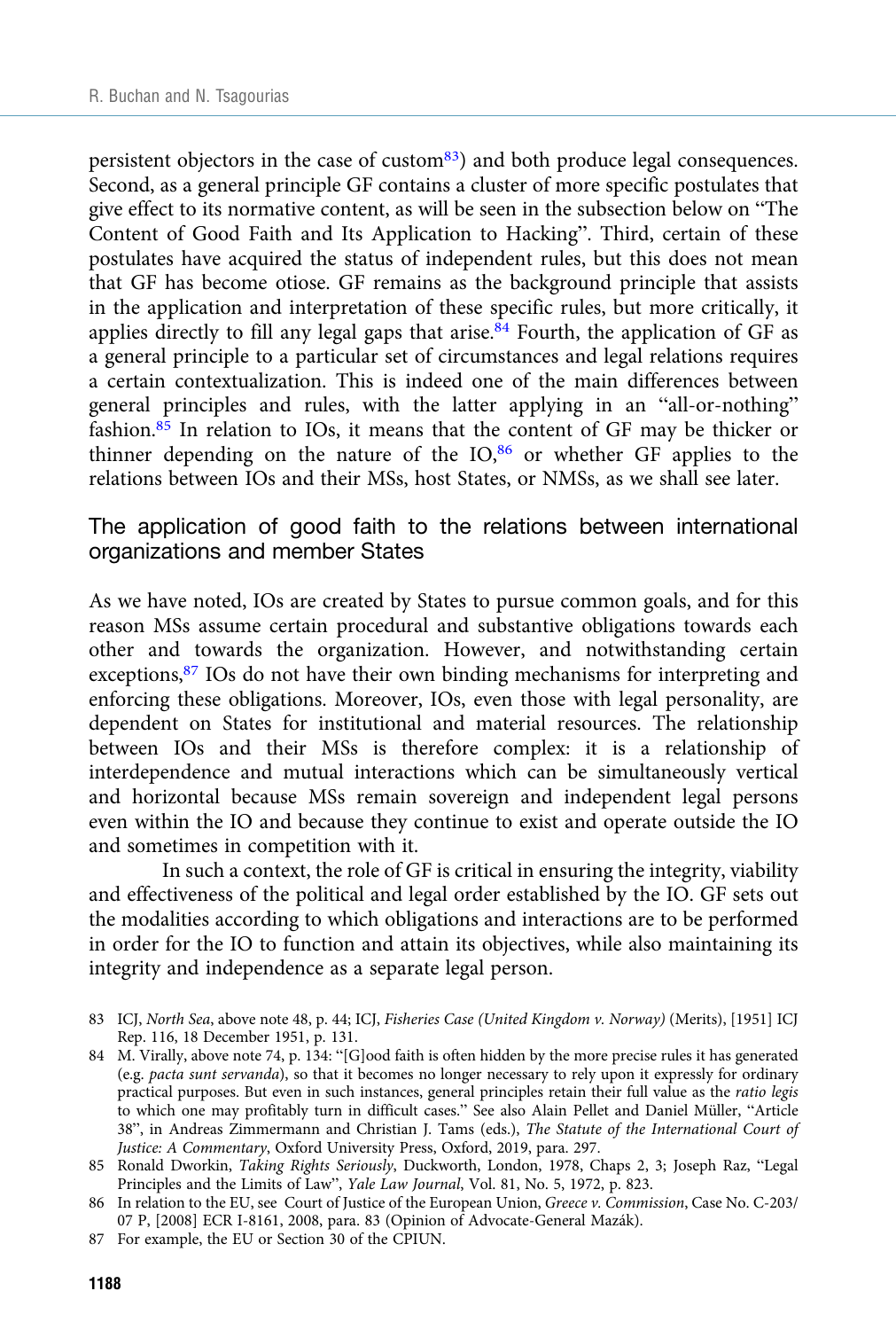persistent objectors in the case of custom[83]) and both produce legal consequences. Second, as a general principle GF contains a cluster of more specific postulates that give effect to its normative content, as will be seen in the subsection below on "The Content of Good Faith and Its Application to Hacking". Third, certain of these postulates have acquired the status of independent rules, but this does not mean that GF has become otiose. GF remains as the background principle that assists in the application and interpretation of these specific rules, but more critically, it applies directly to fill any legal gaps that arise.[84] Fourth, the application of GF as a general principle to a particular set of circumstances and legal relations requires a certain contextualization. This is indeed one of the main differences between general principles and rules, with the latter applying in an "all-or-nothing" fashion.[85] In relation to IOs, it means that the content of GF may be thicker or thinner depending on the nature of the IO,[86] or whether GF applies to the relations between IOs and their MSs, host States, or NMSs, as we shall see later.

## The application of good faith to the relations between international organizations and member States

As we have noted, IOs are created by States to pursue common goals, and for this reason MSs assume certain procedural and substantive obligations towards each other and towards the organization. However, and notwithstanding certain exceptions,[87] IOs do not have their own binding mechanisms for interpreting and enforcing these obligations. Moreover, IOs, even those with legal personality, are dependent on States for institutional and material resources. The relationship between IOs and their MSs is therefore complex: it is a relationship of interdependence and mutual interactions which can be simultaneously vertical and horizontal because MSs remain sovereign and independent legal persons even within the IO and because they continue to exist and operate outside the IO and sometimes in competition with it.

In such a context, the role of GF is critical in ensuring the integrity, viability and effectiveness of the political and legal order established by the IO. GF sets out the modalities according to which obligations and interactions are to be performed in order for the IO to function and attain its objectives, while also maintaining its integrity and independence as a separate legal person.

83 ICJ, *North Sea*, above note 48, p. 44; ICJ, *Fisheries Case (United Kingdom v. Norway)* (Merits), [1951] ICJ Rep. 116, 18 December 1951, p. 131.

84 M. Virally, above note 74, p. 134: "[G]ood faith is often hidden by the more precise rules it has generated (e.g. *pacta sunt servanda*), so that it becomes no longer necessary to rely upon it expressly for ordinary practical purposes. But even in such instances, general principles retain their full value as the *ratio legis* to which one may profitably turn in difficult cases." See also Alain Pellet and Daniel Müller, "Article 38", in Andreas Zimmermann and Christian J. Tams (eds.), *The Statute of the International Court of Justice: A Commentary*, Oxford University Press, Oxford, 2019, para. 297.

85 Ronald Dworkin, *Taking Rights Seriously*, Duckworth, London, 1978, Chaps 2, 3; Joseph Raz, "Legal Principles and the Limits of Law", *Yale Law Journal*, Vol. 81, No. 5, 1972, p. 823.

86 In relation to the EU, see Court of Justice of the European Union, *Greece v. Commission*, Case No. C-203/07 P, [2008] ECR I-8161, 2008, para. 83 (Opinion of Advocate-General Mazák).

87 For example, the EU or Section 30 of the CPIUN.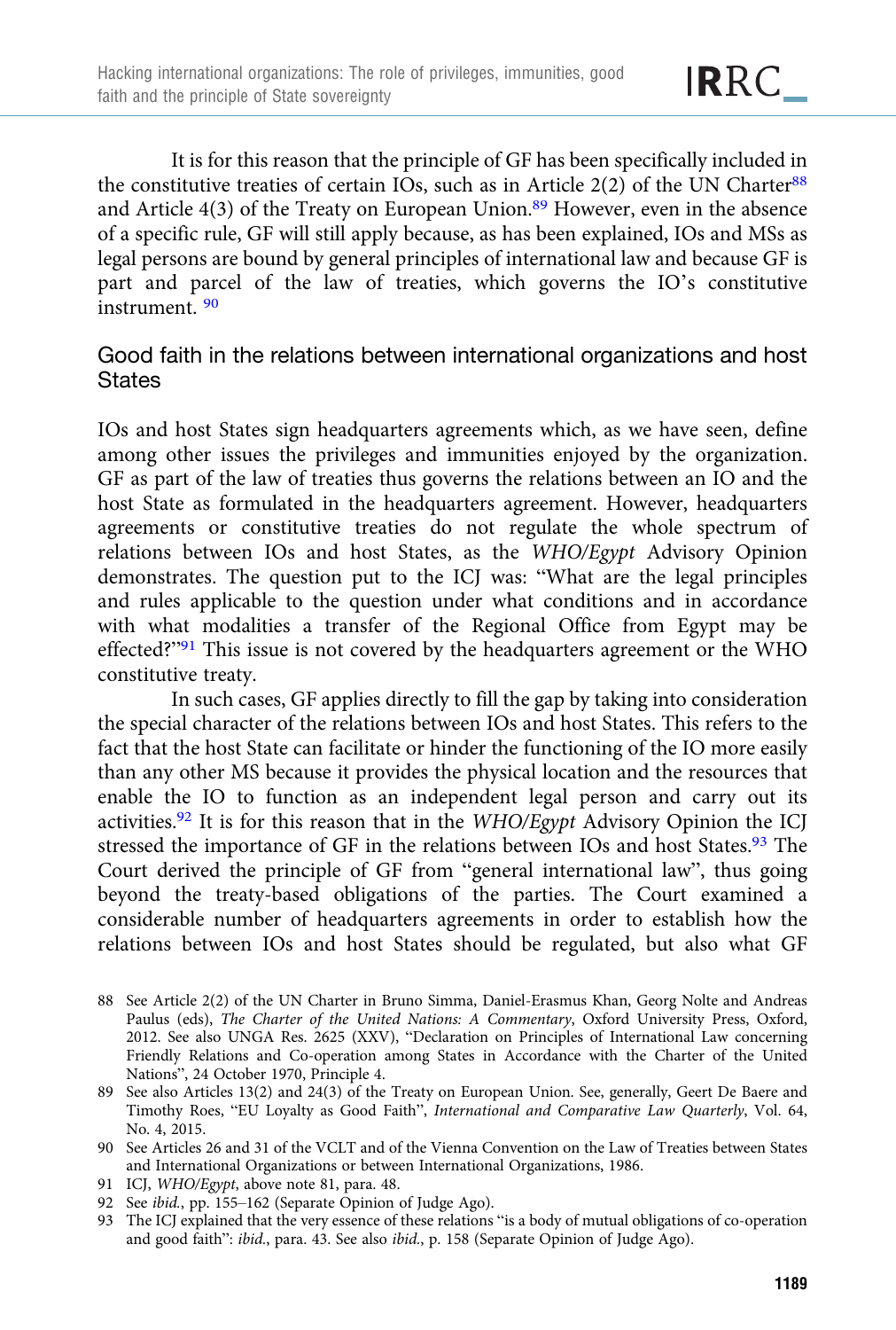It is for this reason that the principle of GF has been specifically included in the constitutive treaties of certain IOs, such as in Article 2(2) of the UN Charter[88] and Article 4(3) of the Treaty on European Union.[89] However, even in the absence of a specific rule, GF will still apply because, as has been explained, IOs and MSs as legal persons are bound by general principles of international law and because GF is part and parcel of the law of treaties, which governs the IO's constitutive instrument. [90]

## Good faith in the relations between international organizations and host States

IOs and host States sign headquarters agreements which, as we have seen, define among other issues the privileges and immunities enjoyed by the organization. GF as part of the law of treaties thus governs the relations between an IO and the host State as formulated in the headquarters agreement. However, headquarters agreements or constitutive treaties do not regulate the whole spectrum of relations between IOs and host States, as the *WHO/Egypt* Advisory Opinion demonstrates. The question put to the ICJ was: "What are the legal principles and rules applicable to the question under what conditions and in accordance with what modalities a transfer of the Regional Office from Egypt may be effected?"[91] This issue is not covered by the headquarters agreement or the WHO constitutive treaty.

In such cases, GF applies directly to fill the gap by taking into consideration the special character of the relations between IOs and host States. This refers to the fact that the host State can facilitate or hinder the functioning of the IO more easily than any other MS because it provides the physical location and the resources that enable the IO to function as an independent legal person and carry out its activities.[92] It is for this reason that in the *WHO/Egypt* Advisory Opinion the ICJ stressed the importance of GF in the relations between IOs and host States.[93] The Court derived the principle of GF from "general international law", thus going beyond the treaty-based obligations of the parties. The Court examined a considerable number of headquarters agreements in order to establish how the relations between IOs and host States should be regulated, but also what GF

---

88 See Article 2(2) of the UN Charter in Bruno Simma, Daniel-Erasmus Khan, Georg Nolte and Andreas Paulus (eds), *The Charter of the United Nations: A Commentary*, Oxford University Press, Oxford, 2012. See also UNGA Res. 2625 (XXV), "Declaration on Principles of International Law concerning Friendly Relations and Co-operation among States in Accordance with the Charter of the United Nations", 24 October 1970, Principle 4.

89 See also Articles 13(2) and 24(3) of the Treaty on European Union. See, generally, Geert De Baere and Timothy Roes, "EU Loyalty as Good Faith", *International and Comparative Law Quarterly*, Vol. 64, No. 4, 2015.

90 See Articles 26 and 31 of the VCLT and of the Vienna Convention on the Law of Treaties between States and International Organizations or between International Organizations, 1986.

91 ICJ, *WHO/Egypt*, above note 81, para. 48.

92 See *ibid.*, pp. 155–162 (Separate Opinion of Judge Ago).

93 The ICJ explained that the very essence of these relations "is a body of mutual obligations of co-operation and good faith": *ibid.*, para. 43. See also *ibid.*, p. 158 (Separate Opinion of Judge Ago).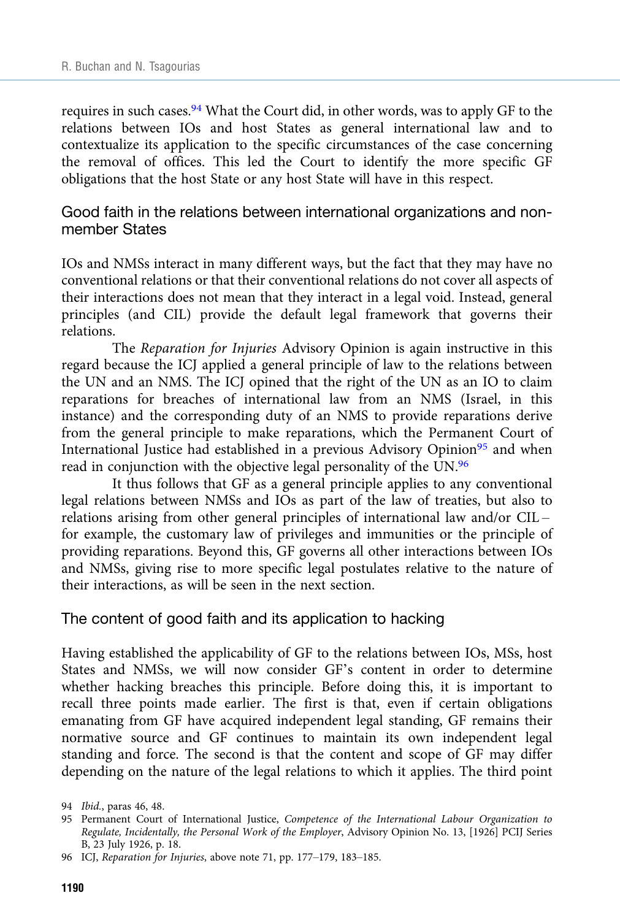requires in such cases.[94] What the Court did, in other words, was to apply GF to the relations between IOs and host States as general international law and to contextualize its application to the specific circumstances of the case concerning the removal of offices. This led the Court to identify the more specific GF obligations that the host State or any host State will have in this respect.

### Good faith in the relations between international organizations and non-member States

IOs and NMSs interact in many different ways, but the fact that they may have no conventional relations or that their conventional relations do not cover all aspects of their interactions does not mean that they interact in a legal void. Instead, general principles (and CIL) provide the default legal framework that governs their relations.

The *Reparation for Injuries* Advisory Opinion is again instructive in this regard because the ICJ applied a general principle of law to the relations between the UN and an NMS. The ICJ opined that the right of the UN as an IO to claim reparations for breaches of international law from an NMS (Israel, in this instance) and the corresponding duty of an NMS to provide reparations derive from the general principle to make reparations, which the Permanent Court of International Justice had established in a previous Advisory Opinion[95] and when read in conjunction with the objective legal personality of the UN.[96]

It thus follows that GF as a general principle applies to any conventional legal relations between NMSs and IOs as part of the law of treaties, but also to relations arising from other general principles of international law and/or CIL – for example, the customary law of privileges and immunities or the principle of providing reparations. Beyond this, GF governs all other interactions between IOs and NMSs, giving rise to more specific legal postulates relative to the nature of their interactions, as will be seen in the next section.

### The content of good faith and its application to hacking

Having established the applicability of GF to the relations between IOs, MSs, host States and NMSs, we will now consider GF's content in order to determine whether hacking breaches this principle. Before doing this, it is important to recall three points made earlier. The first is that, even if certain obligations emanating from GF have acquired independent legal standing, GF remains their normative source and GF continues to maintain its own independent legal standing and force. The second is that the content and scope of GF may differ depending on the nature of the legal relations to which it applies. The third point

94 *Ibid.*, paras 46, 48.

95 Permanent Court of International Justice, *Competence of the International Labour Organization to Regulate, Incidentally, the Personal Work of the Employer*, Advisory Opinion No. 13, [1926] PCIJ Series B, 23 July 1926, p. 18.

96 ICJ, *Reparation for Injuries*, above note 71, pp. 177–179, 183–185.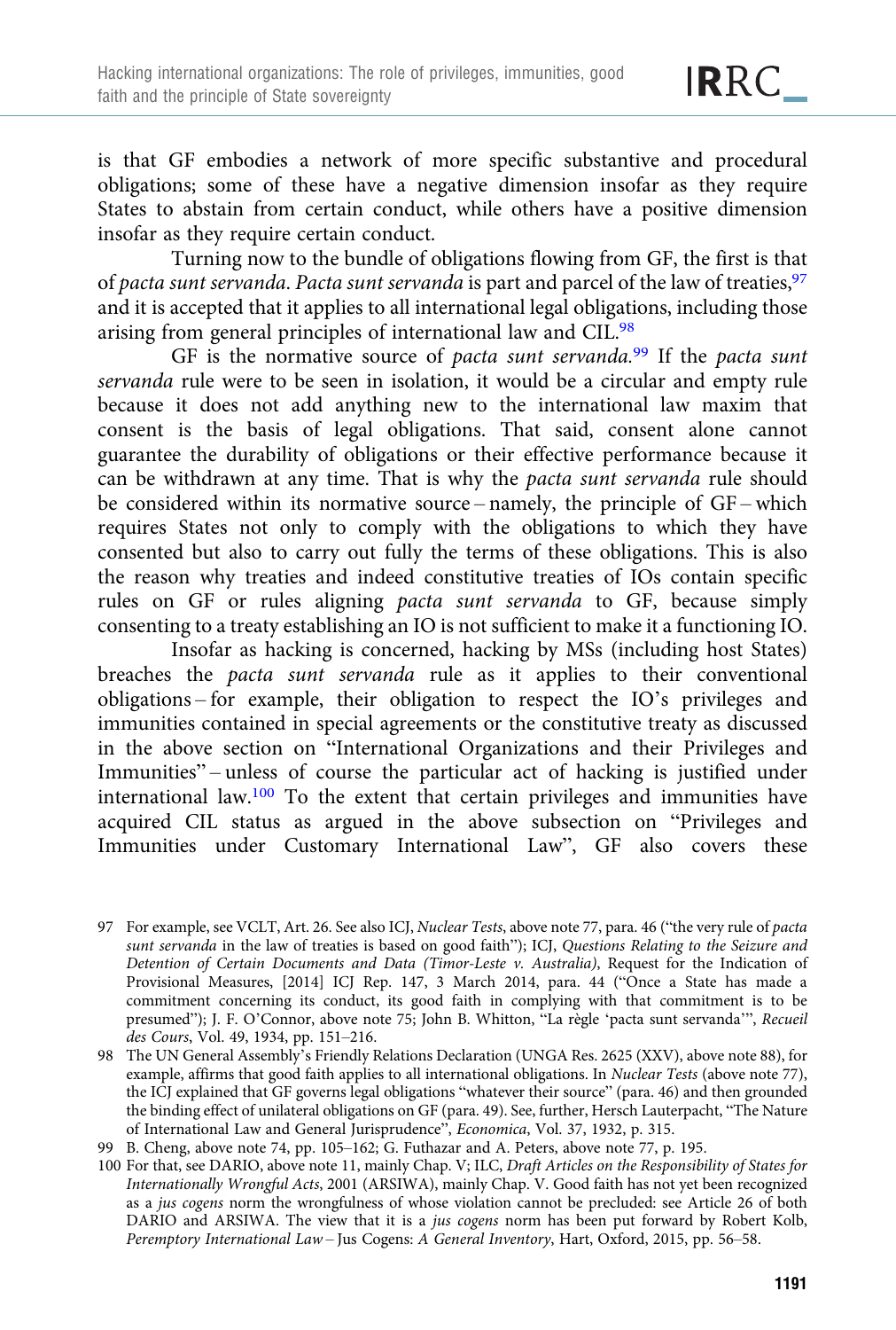is that GF embodies a network of more specific substantive and procedural obligations; some of these have a negative dimension insofar as they require States to abstain from certain conduct, while others have a positive dimension insofar as they require certain conduct.

Turning now to the bundle of obligations flowing from GF, the first is that of *pacta sunt servanda*. *Pacta sunt servanda* is part and parcel of the law of treaties,[97] and it is accepted that it applies to all international legal obligations, including those arising from general principles of international law and CIL.[98]

GF is the normative source of *pacta sunt servanda*.[99] If the *pacta sunt servanda* rule were to be seen in isolation, it would be a circular and empty rule because it does not add anything new to the international law maxim that consent is the basis of legal obligations. That said, consent alone cannot guarantee the durability of obligations or their effective performance because it can be withdrawn at any time. That is why the *pacta sunt servanda* rule should be considered within its normative source – namely, the principle of GF – which requires States not only to comply with the obligations to which they have consented but also to carry out fully the terms of these obligations. This is also the reason why treaties and indeed constitutive treaties of IOs contain specific rules on GF or rules aligning *pacta sunt servanda* to GF, because simply consenting to a treaty establishing an IO is not sufficient to make it a functioning IO.

Insofar as hacking is concerned, hacking by MSs (including host States) breaches the *pacta sunt servanda* rule as it applies to their conventional obligations – for example, their obligation to respect the IO's privileges and immunities contained in special agreements or the constitutive treaty as discussed in the above section on "International Organizations and their Privileges and Immunities" – unless of course the particular act of hacking is justified under international law.[100] To the extent that certain privileges and immunities have acquired CIL status as argued in the above subsection on "Privileges and Immunities under Customary International Law", GF also covers these

---

97 For example, see VCLT, Art. 26. See also ICJ, *Nuclear Tests*, above note 77, para. 46 ("the very rule of *pacta sunt servanda* in the law of treaties is based on good faith"); ICJ, *Questions Relating to the Seizure and Detention of Certain Documents and Data (Timor-Leste v. Australia)*, Request for the Indication of Provisional Measures, [2014] ICJ Rep. 147, 3 March 2014, para. 44 ("Once a State has made a commitment concerning its conduct, its good faith in complying with that commitment is to be presumed"); J. F. O'Connor, above note 75; John B. Whitton, "La règle 'pacta sunt servanda'", *Recueil des Cours*, Vol. 49, 1934, pp. 151–216.

98 The UN General Assembly's Friendly Relations Declaration (UNGA Res. 2625 (XXV), above note 88), for example, affirms that good faith applies to all international obligations. In *Nuclear Tests* (above note 77), the ICJ explained that GF governs legal obligations "whatever their source" (para. 46) and then grounded the binding effect of unilateral obligations on GF (para. 49). See, further, Hersch Lauterpacht, "The Nature of International Law and General Jurisprudence", *Economica*, Vol. 37, 1932, p. 315.

99 B. Cheng, above note 74, pp. 105–162; G. Futhazar and A. Peters, above note 77, p. 195.

100 For that, see DARIO, above note 11, mainly Chap. V; ILC, *Draft Articles on the Responsibility of States for Internationally Wrongful Acts*, 2001 (ARSIWA), mainly Chap. V. Good faith has not yet been recognized as a *jus cogens* norm the wrongfulness of whose violation cannot be precluded: see Article 26 of both DARIO and ARSIWA. The view that it is a *jus cogens* norm has been put forward by Robert Kolb, *Peremptory International Law – Jus Cogens: A General Inventory*, Hart, Oxford, 2015, pp. 56–58.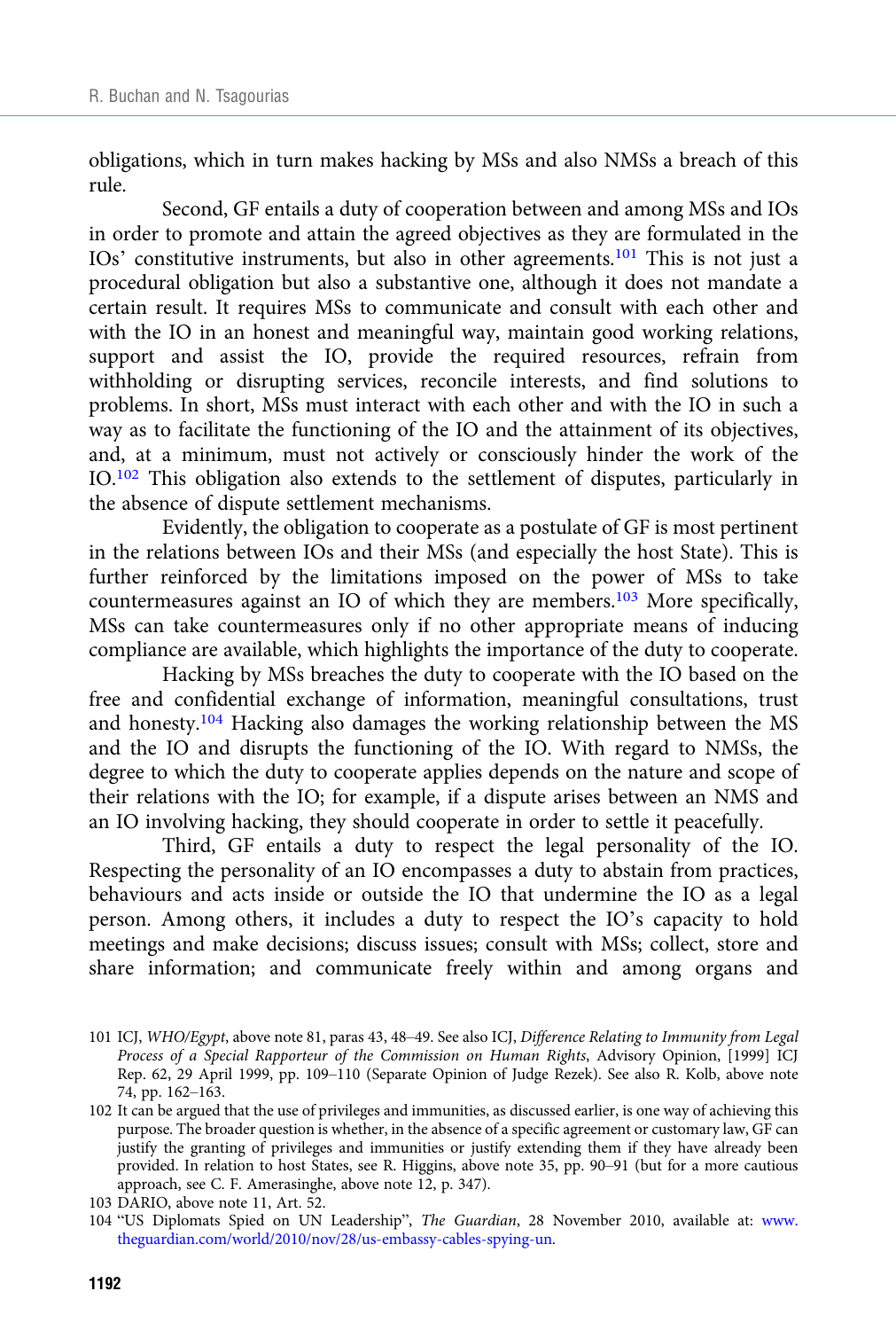obligations, which in turn makes hacking by MSs and also NMSs a breach of this rule.

Second, GF entails a duty of cooperation between and among MSs and IOs in order to promote and attain the agreed objectives as they are formulated in the IOs' constitutive instruments, but also in other agreements.[101] This is not just a procedural obligation but also a substantive one, although it does not mandate a certain result. It requires MSs to communicate and consult with each other and with the IO in an honest and meaningful way, maintain good working relations, support and assist the IO, provide the required resources, refrain from withholding or disrupting services, reconcile interests, and find solutions to problems. In short, MSs must interact with each other and with the IO in such a way as to facilitate the functioning of the IO and the attainment of its objectives, and, at a minimum, must not actively or consciously hinder the work of the IO.[102] This obligation also extends to the settlement of disputes, particularly in the absence of dispute settlement mechanisms.

Evidently, the obligation to cooperate as a postulate of GF is most pertinent in the relations between IOs and their MSs (and especially the host State). This is further reinforced by the limitations imposed on the power of MSs to take countermeasures against an IO of which they are members.[103] More specifically, MSs can take countermeasures only if no other appropriate means of inducing compliance are available, which highlights the importance of the duty to cooperate.

Hacking by MSs breaches the duty to cooperate with the IO based on the free and confidential exchange of information, meaningful consultations, trust and honesty.[104] Hacking also damages the working relationship between the MS and the IO and disrupts the functioning of the IO. With regard to NMSs, the degree to which the duty to cooperate applies depends on the nature and scope of their relations with the IO; for example, if a dispute arises between an NMS and an IO involving hacking, they should cooperate in order to settle it peacefully.

Third, GF entails a duty to respect the legal personality of the IO. Respecting the personality of an IO encompasses a duty to abstain from practices, behaviours and acts inside or outside the IO that undermine the IO as a legal person. Among others, it includes a duty to respect the IO's capacity to hold meetings and make decisions; discuss issues; consult with MSs; collect, store and share information; and communicate freely within and among organs and

101 ICJ, *WHO/Egypt*, above note 81, paras 43, 48–49. See also ICJ, *Difference Relating to Immunity from Legal Process of a Special Rapporteur of the Commission on Human Rights*, Advisory Opinion, [1999] ICJ Rep. 62, 29 April 1999, pp. 109–110 (Separate Opinion of Judge Rezek). See also R. Kolb, above note 74, pp. 162–163.

102 It can be argued that the use of privileges and immunities, as discussed earlier, is one way of achieving this purpose. The broader question is whether, in the absence of a specific agreement or customary law, GF can justify the granting of privileges and immunities or justify extending them if they have already been provided. In relation to host States, see R. Higgins, above note 35, pp. 90–91 (but for a more cautious approach, see C. F. Amerasinghe, above note 12, p. 347).

103 DARIO, above note 11, Art. 52.

104 "US Diplomats Spied on UN Leadership", *The Guardian*, 28 November 2010, available at: www.theguardian.com/world/2010/nov/28/us-embassy-cables-spying-un.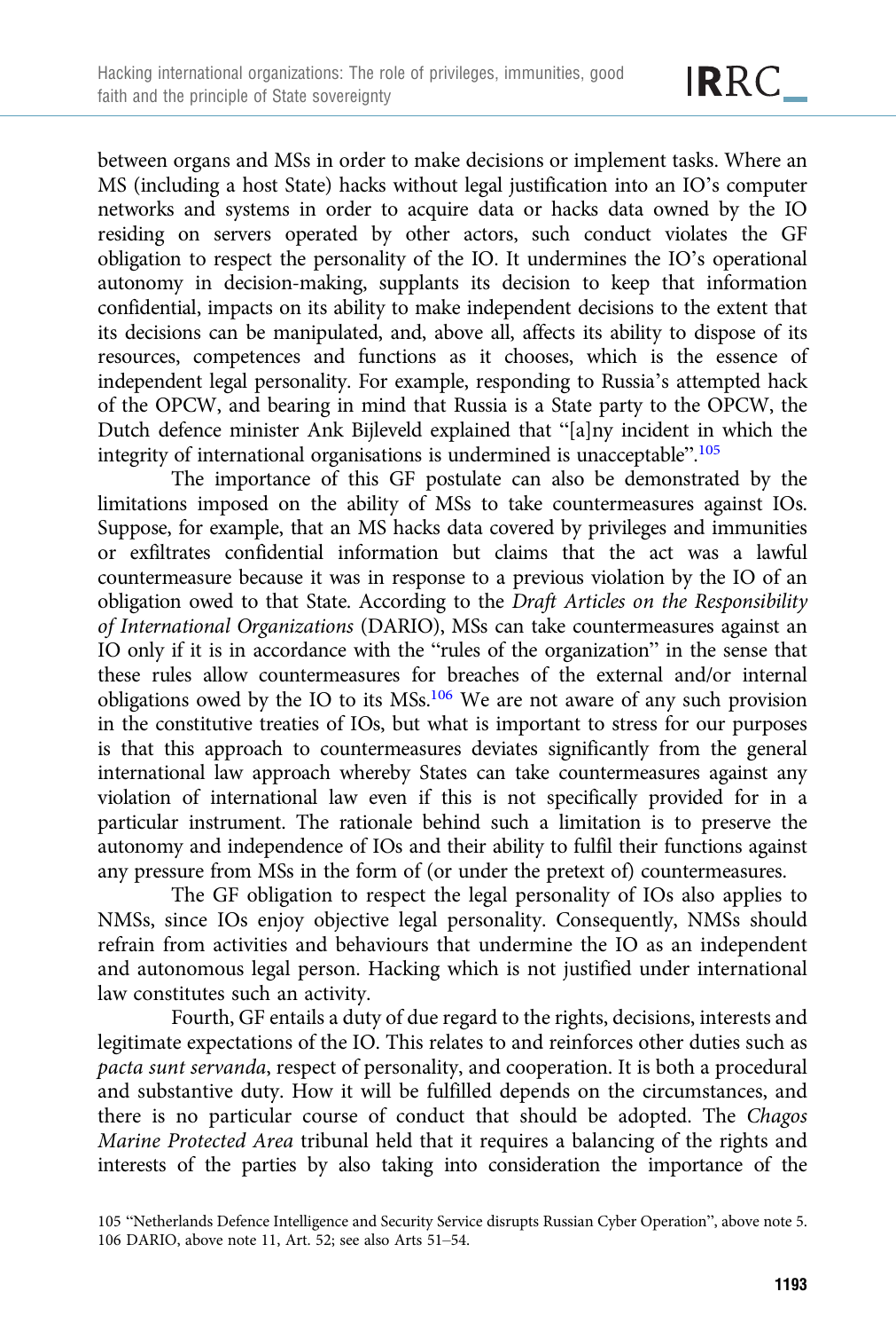between organs and MSs in order to make decisions or implement tasks. Where an MS (including a host State) hacks without legal justification into an IO's computer networks and systems in order to acquire data or hacks data owned by the IO residing on servers operated by other actors, such conduct violates the GF obligation to respect the personality of the IO. It undermines the IO's operational autonomy in decision-making, supplants its decision to keep that information confidential, impacts on its ability to make independent decisions to the extent that its decisions can be manipulated, and, above all, affects its ability to dispose of its resources, competences and functions as it chooses, which is the essence of independent legal personality. For example, responding to Russia's attempted hack of the OPCW, and bearing in mind that Russia is a State party to the OPCW, the Dutch defence minister Ank Bijleveld explained that "[a]ny incident in which the integrity of international organisations is undermined is unacceptable".[105]

The importance of this GF postulate can also be demonstrated by the limitations imposed on the ability of MSs to take countermeasures against IOs. Suppose, for example, that an MS hacks data covered by privileges and immunities or exfiltrates confidential information but claims that the act was a lawful countermeasure because it was in response to a previous violation by the IO of an obligation owed to that State. According to the *Draft Articles on the Responsibility of International Organizations* (DARIO), MSs can take countermeasures against an IO only if it is in accordance with the "rules of the organization" in the sense that these rules allow countermeasures for breaches of the external and/or internal obligations owed by the IO to its MSs.[106] We are not aware of any such provision in the constitutive treaties of IOs, but what is important to stress for our purposes is that this approach to countermeasures deviates significantly from the general international law approach whereby States can take countermeasures against any violation of international law even if this is not specifically provided for in a particular instrument. The rationale behind such a limitation is to preserve the autonomy and independence of IOs and their ability to fulfil their functions against any pressure from MSs in the form of (or under the pretext of) countermeasures.

The GF obligation to respect the legal personality of IOs also applies to NMSs, since IOs enjoy objective legal personality. Consequently, NMSs should refrain from activities and behaviours that undermine the IO as an independent and autonomous legal person. Hacking which is not justified under international law constitutes such an activity.

Fourth, GF entails a duty of due regard to the rights, decisions, interests and legitimate expectations of the IO. This relates to and reinforces other duties such as *pacta sunt servanda*, respect of personality, and cooperation. It is both a procedural and substantive duty. How it will be fulfilled depends on the circumstances, and there is no particular course of conduct that should be adopted. The *Chagos Marine Protected Area* tribunal held that it requires a balancing of the rights and interests of the parties by also taking into consideration the importance of the

105 "Netherlands Defence Intelligence and Security Service disrupts Russian Cyber Operation", above note 5.

106 DARIO, above note 11, Art. 52; see also Arts 51–54.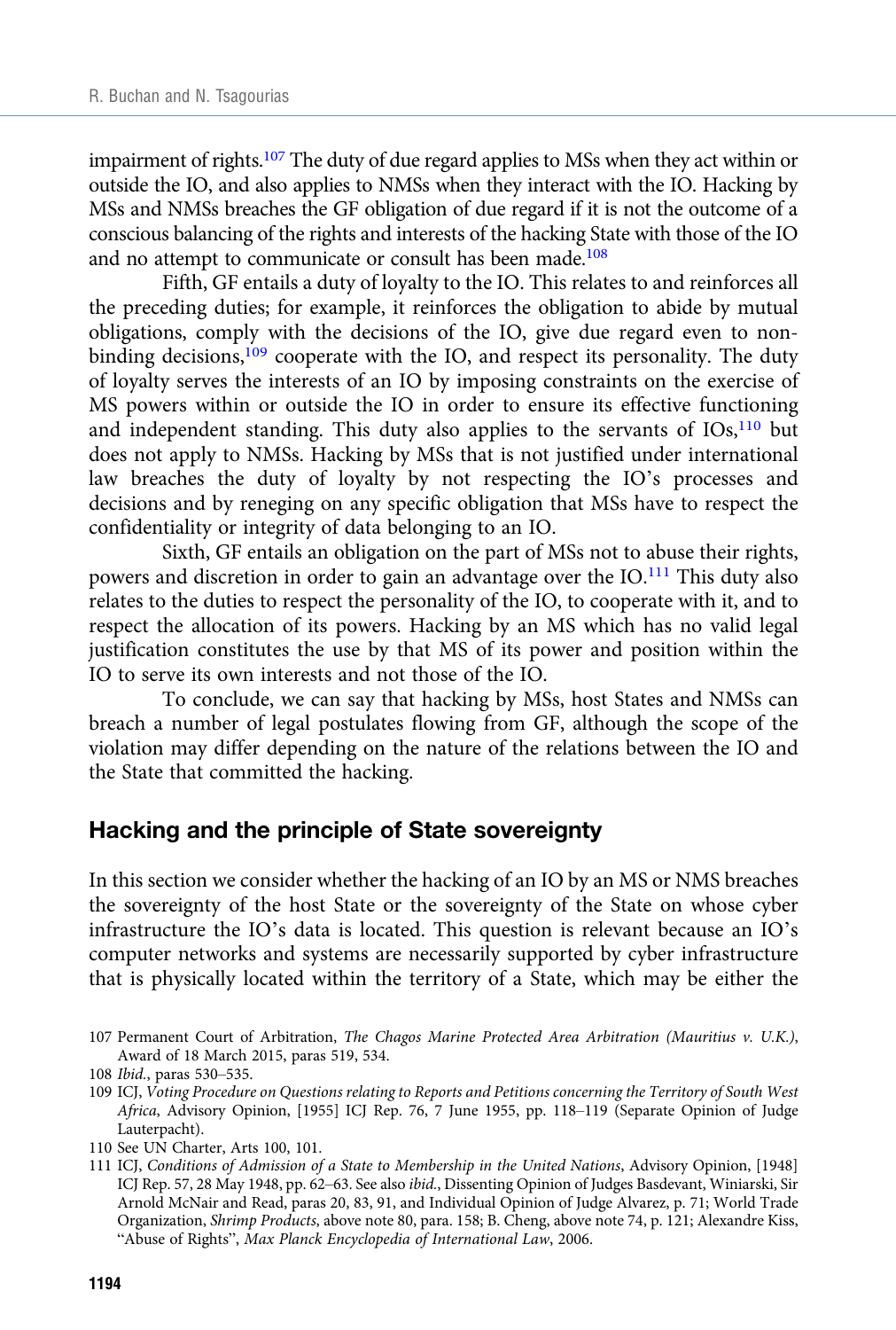impairment of rights.[107] The duty of due regard applies to MSs when they act within or outside the IO, and also applies to NMSs when they interact with the IO. Hacking by MSs and NMSs breaches the GF obligation of due regard if it is not the outcome of a conscious balancing of the rights and interests of the hacking State with those of the IO and no attempt to communicate or consult has been made.[108]

Fifth, GF entails a duty of loyalty to the IO. This relates to and reinforces all the preceding duties; for example, it reinforces the obligation to abide by mutual obligations, comply with the decisions of the IO, give due regard even to non-binding decisions,[109] cooperate with the IO, and respect its personality. The duty of loyalty serves the interests of an IO by imposing constraints on the exercise of MS powers within or outside the IO in order to ensure its effective functioning and independent standing. This duty also applies to the servants of IOs,[110] but does not apply to NMSs. Hacking by MSs that is not justified under international law breaches the duty of loyalty by not respecting the IO's processes and decisions and by reneging on any specific obligation that MSs have to respect the confidentiality or integrity of data belonging to an IO.

Sixth, GF entails an obligation on the part of MSs not to abuse their rights, powers and discretion in order to gain an advantage over the IO.[111] This duty also relates to the duties to respect the personality of the IO, to cooperate with it, and to respect the allocation of its powers. Hacking by an MS which has no valid legal justification constitutes the use by that MS of its power and position within the IO to serve its own interests and not those of the IO.

To conclude, we can say that hacking by MSs, host States and NMSs can breach a number of legal postulates flowing from GF, although the scope of the violation may differ depending on the nature of the relations between the IO and the State that committed the hacking.

## Hacking and the principle of State sovereignty

In this section we consider whether the hacking of an IO by an MS or NMS breaches the sovereignty of the host State or the sovereignty of the State on whose cyber infrastructure the IO's data is located. This question is relevant because an IO's computer networks and systems are necessarily supported by cyber infrastructure that is physically located within the territory of a State, which may be either the

107 Permanent Court of Arbitration, *The Chagos Marine Protected Area Arbitration (Mauritius v. U.K.)*, Award of 18 March 2015, paras 519, 534.

108 *Ibid.*, paras 530–535.

109 ICJ, *Voting Procedure on Questions relating to Reports and Petitions concerning the Territory of South West Africa*, Advisory Opinion, [1955] ICJ Rep. 76, 7 June 1955, pp. 118–119 (Separate Opinion of Judge Lauterpacht).

110 See UN Charter, Arts 100, 101.

111 ICJ, *Conditions of Admission of a State to Membership in the United Nations*, Advisory Opinion, [1948] ICJ Rep. 57, 28 May 1948, pp. 62–63. See also *ibid.*, Dissenting Opinion of Judges Basdevant, Winiarski, Sir Arnold McNair and Read, paras 20, 83, 91, and Individual Opinion of Judge Alvarez, p. 71; World Trade Organization, *Shrimp Products*, above note 80, para. 158; B. Cheng, above note 74, p. 121; Alexandre Kiss, "Abuse of Rights", *Max Planck Encyclopedia of International Law*, 2006.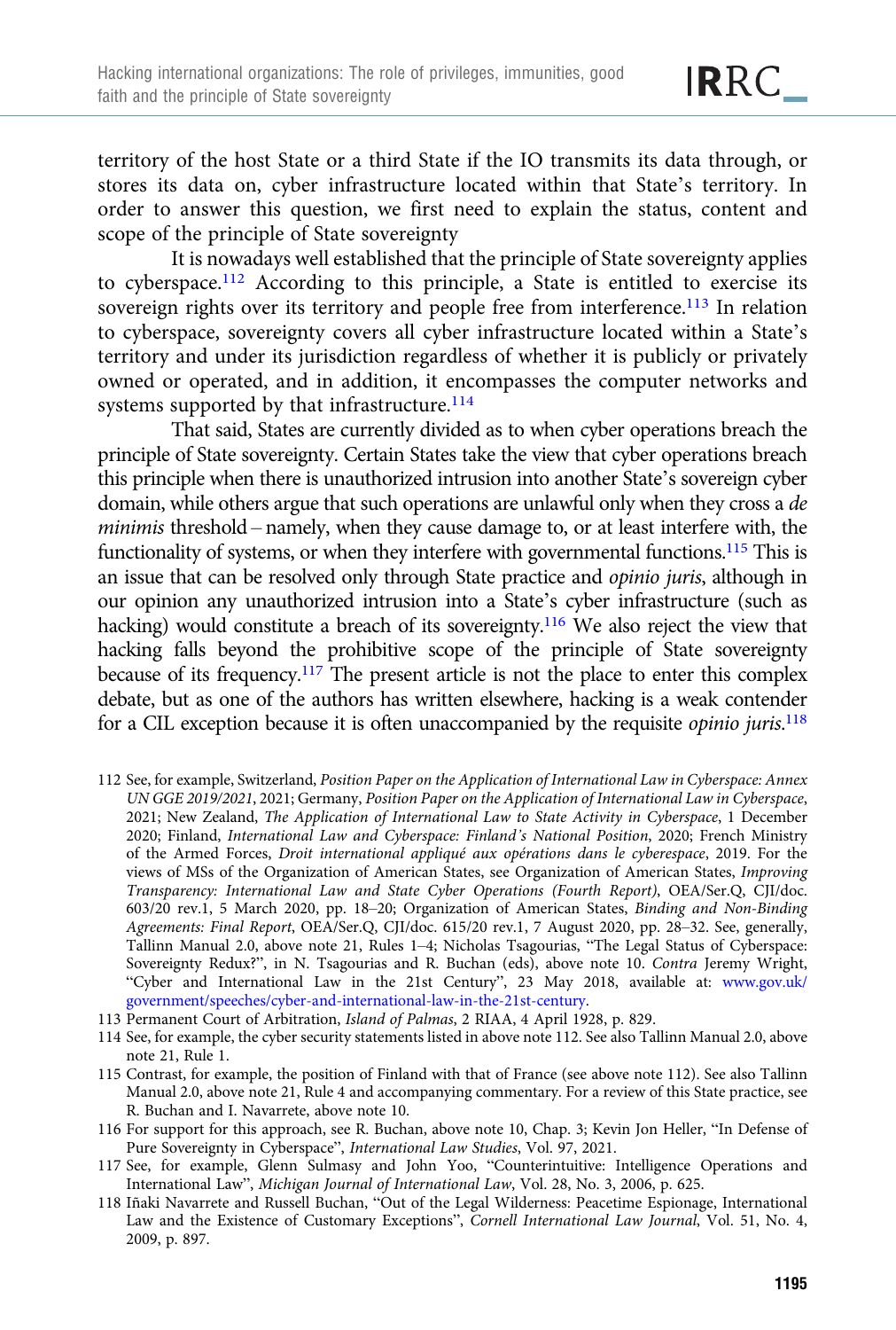territory of the host State or a third State if the IO transmits its data through, or stores its data on, cyber infrastructure located within that State's territory. In order to answer this question, we first need to explain the status, content and scope of the principle of State sovereignty

It is nowadays well established that the principle of State sovereignty applies to cyberspace.[112] According to this principle, a State is entitled to exercise its sovereign rights over its territory and people free from interference.[113] In relation to cyberspace, sovereignty covers all cyber infrastructure located within a State's territory and under its jurisdiction regardless of whether it is publicly or privately owned or operated, and in addition, it encompasses the computer networks and systems supported by that infrastructure.[114]

That said, States are currently divided as to when cyber operations breach the principle of State sovereignty. Certain States take the view that cyber operations breach this principle when there is unauthorized intrusion into another State's sovereign cyber domain, while others argue that such operations are unlawful only when they cross a *de minimis* threshold – namely, when they cause damage to, or at least interfere with, the functionality of systems, or when they interfere with governmental functions.[115] This is an issue that can be resolved only through State practice and *opinio juris*, although in our opinion any unauthorized intrusion into a State's cyber infrastructure (such as hacking) would constitute a breach of its sovereignty.[116] We also reject the view that hacking falls beyond the prohibitive scope of the principle of State sovereignty because of its frequency.[117] The present article is not the place to enter this complex debate, but as one of the authors has written elsewhere, hacking is a weak contender for a CIL exception because it is often unaccompanied by the requisite *opinio juris*.[118]

112 See, for example, Switzerland, *Position Paper on the Application of International Law in Cyberspace: Annex UN GGE 2019/2021*, 2021; Germany, *Position Paper on the Application of International Law in Cyberspace*, 2021; New Zealand, *The Application of International Law to State Activity in Cyberspace*, 1 December 2020; Finland, *International Law and Cyberspace: Finland's National Position*, 2020; French Ministry of the Armed Forces, *Droit international appliqué aux opérations dans le cyberespace*, 2019. For the views of MSs of the Organization of American States, see Organization of American States, *Improving Transparency: International Law and State Cyber Operations (Fourth Report)*, OEA/Ser.Q, CJI/doc. 603/20 rev.1, 5 March 2020, pp. 18–20; Organization of American States, *Binding and Non-Binding Agreements: Final Report*, OEA/Ser.Q, CJI/doc. 615/20 rev.1, 7 August 2020, pp. 28–32. See, generally, Tallinn Manual 2.0, above note 21, Rules 1–4; Nicholas Tsagourias, "The Legal Status of Cyberspace: Sovereignty Redux?", in N. Tsagourias and R. Buchan (eds), above note 10. *Contra* Jeremy Wright, "Cyber and International Law in the 21st Century", 23 May 2018, available at: www.gov.uk/government/speeches/cyber-and-international-law-in-the-21st-century.

113 Permanent Court of Arbitration, *Island of Palmas*, 2 RIAA, 4 April 1928, p. 829.

114 See, for example, the cyber security statements listed in above note 112. See also Tallinn Manual 2.0, above note 21, Rule 1.

115 Contrast, for example, the position of Finland with that of France (see above note 112). See also Tallinn Manual 2.0, above note 21, Rule 4 and accompanying commentary. For a review of this State practice, see R. Buchan and I. Navarrete, above note 10.

116 For support for this approach, see R. Buchan, above note 10, Chap. 3; Kevin Jon Heller, "In Defense of Pure Sovereignty in Cyberspace", *International Law Studies*, Vol. 97, 2021.

117 See, for example, Glenn Sulmasy and John Yoo, "Counterintuitive: Intelligence Operations and International Law", *Michigan Journal of International Law*, Vol. 28, No. 3, 2006, p. 625.

118 Iñaki Navarrete and Russell Buchan, "Out of the Legal Wilderness: Peacetime Espionage, International Law and the Existence of Customary Exceptions", *Cornell International Law Journal*, Vol. 51, No. 4, 2009, p. 897.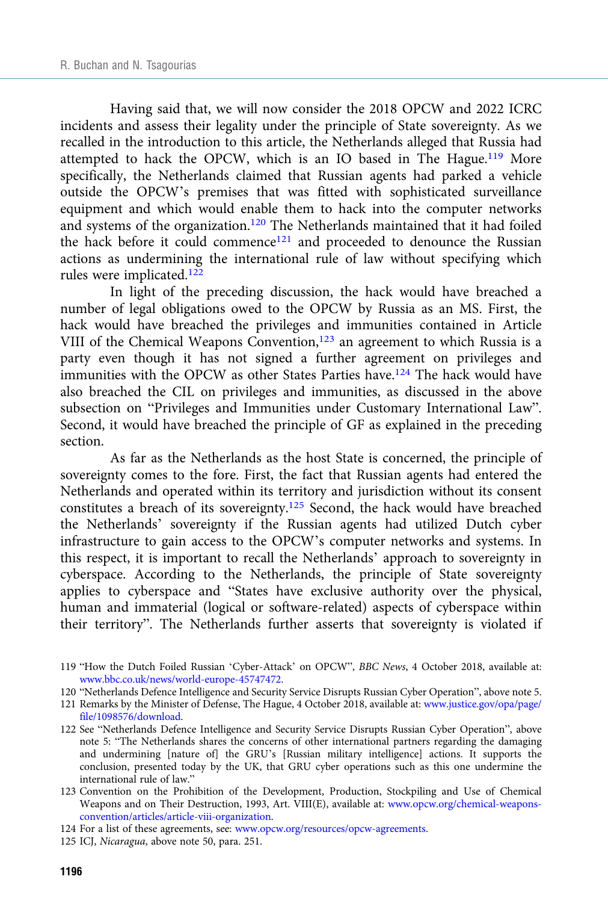Having said that, we will now consider the 2018 OPCW and 2022 ICRC incidents and assess their legality under the principle of State sovereignty. As we recalled in the introduction to this article, the Netherlands alleged that Russia had attempted to hack the OPCW, which is an IO based in The Hague.[119] More specifically, the Netherlands claimed that Russian agents had parked a vehicle outside the OPCW's premises that was fitted with sophisticated surveillance equipment and which would enable them to hack into the computer networks and systems of the organization.[120] The Netherlands maintained that it had foiled the hack before it could commence[121] and proceeded to denounce the Russian actions as undermining the international rule of law without specifying which rules were implicated.[122]

In light of the preceding discussion, the hack would have breached a number of legal obligations owed to the OPCW by Russia as an MS. First, the hack would have breached the privileges and immunities contained in Article VIII of the Chemical Weapons Convention,[123] an agreement to which Russia is a party even though it has not signed a further agreement on privileges and immunities with the OPCW as other States Parties have.[124] The hack would have also breached the CIL on privileges and immunities, as discussed in the above subsection on "Privileges and Immunities under Customary International Law". Second, it would have breached the principle of GF as explained in the preceding section.

As far as the Netherlands as the host State is concerned, the principle of sovereignty comes to the fore. First, the fact that Russian agents had entered the Netherlands and operated within its territory and jurisdiction without its consent constitutes a breach of its sovereignty.[125] Second, the hack would have breached the Netherlands' sovereignty if the Russian agents had utilized Dutch cyber infrastructure to gain access to the OPCW's computer networks and systems. In this respect, it is important to recall the Netherlands' approach to sovereignty in cyberspace. According to the Netherlands, the principle of State sovereignty applies to cyberspace and "States have exclusive authority over the physical, human and immaterial (logical or software-related) aspects of cyberspace within their territory". The Netherlands further asserts that sovereignty is violated if

---

119 "How the Dutch Foiled Russian 'Cyber-Attack' on OPCW", *BBC News*, 4 October 2018, available at: www.bbc.co.uk/news/world-europe-45747472.

120 "Netherlands Defence Intelligence and Security Service Disrupts Russian Cyber Operation", above note 5.

121 Remarks by the Minister of Defense, The Hague, 4 October 2018, available at: www.justice.gov/opa/page/file/1098576/download.

122 See "Netherlands Defence Intelligence and Security Service Disrupts Russian Cyber Operation", above note 5: "The Netherlands shares the concerns of other international partners regarding the damaging and undermining [nature of] the GRU's [Russian military intelligence] actions. It supports the conclusion, presented today by the UK, that GRU cyber operations such as this one undermine the international rule of law."

123 Convention on the Prohibition of the Development, Production, Stockpiling and Use of Chemical Weapons and on Their Destruction, 1993, Art. VIII(E), available at: www.opcw.org/chemical-weapons-convention/articles/article-viii-organization.

124 For a list of these agreements, see: www.opcw.org/resources/opcw-agreements.

125 ICJ, *Nicaragua*, above note 50, para. 251.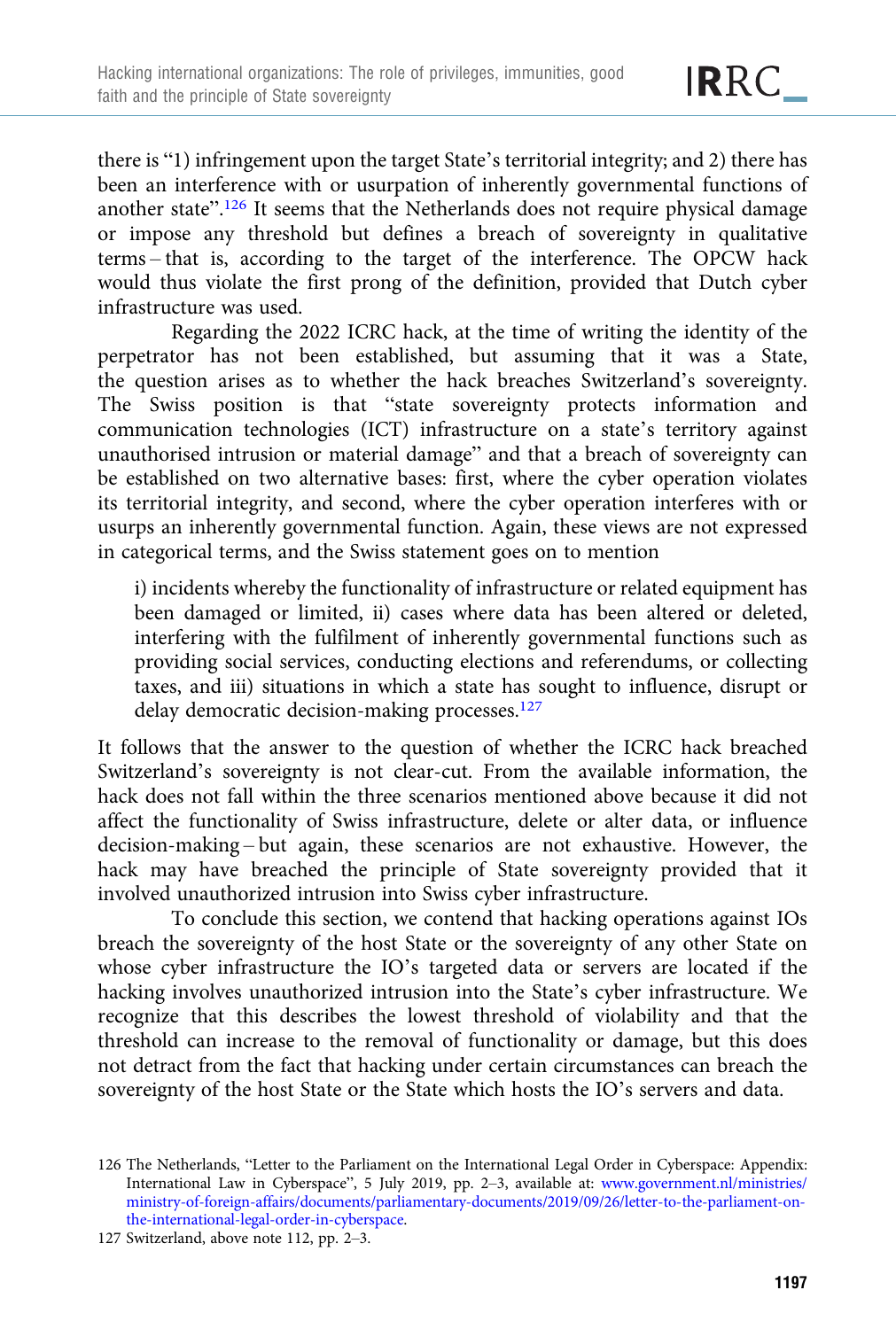there is "1) infringement upon the target State's territorial integrity; and 2) there has been an interference with or usurpation of inherently governmental functions of another state".[126] It seems that the Netherlands does not require physical damage or impose any threshold but defines a breach of sovereignty in qualitative terms – that is, according to the target of the interference. The OPCW hack would thus violate the first prong of the definition, provided that Dutch cyber infrastructure was used.

Regarding the 2022 ICRC hack, at the time of writing the identity of the perpetrator has not been established, but assuming that it was a State, the question arises as to whether the hack breaches Switzerland's sovereignty. The Swiss position is that "state sovereignty protects information and communication technologies (ICT) infrastructure on a state's territory against unauthorised intrusion or material damage" and that a breach of sovereignty can be established on two alternative bases: first, where the cyber operation violates its territorial integrity, and second, where the cyber operation interferes with or usurps an inherently governmental function. Again, these views are not expressed in categorical terms, and the Swiss statement goes on to mention

> i) incidents whereby the functionality of infrastructure or related equipment has been damaged or limited, ii) cases where data has been altered or deleted, interfering with the fulfilment of inherently governmental functions such as providing social services, conducting elections and referendums, or collecting taxes, and iii) situations in which a state has sought to influence, disrupt or delay democratic decision-making processes.[127]

It follows that the answer to the question of whether the ICRC hack breached Switzerland's sovereignty is not clear-cut. From the available information, the hack does not fall within the three scenarios mentioned above because it did not affect the functionality of Swiss infrastructure, delete or alter data, or influence decision-making – but again, these scenarios are not exhaustive. However, the hack may have breached the principle of State sovereignty provided that it involved unauthorized intrusion into Swiss cyber infrastructure.

To conclude this section, we contend that hacking operations against IOs breach the sovereignty of the host State or the sovereignty of any other State on whose cyber infrastructure the IO's targeted data or servers are located if the hacking involves unauthorized intrusion into the State's cyber infrastructure. We recognize that this describes the lowest threshold of violability and that the threshold can increase to the removal of functionality or damage, but this does not detract from the fact that hacking under certain circumstances can breach the sovereignty of the host State or the State which hosts the IO's servers and data.

126 The Netherlands, "Letter to the Parliament on the International Legal Order in Cyberspace: Appendix: International Law in Cyberspace", 5 July 2019, pp. 2–3, available at: www.government.nl/ministries/ministry-of-foreign-affairs/documents/parliamentary-documents/2019/09/26/letter-to-the-parliament-on-the-international-legal-order-in-cyberspace.

127 Switzerland, above note 112, pp. 2–3.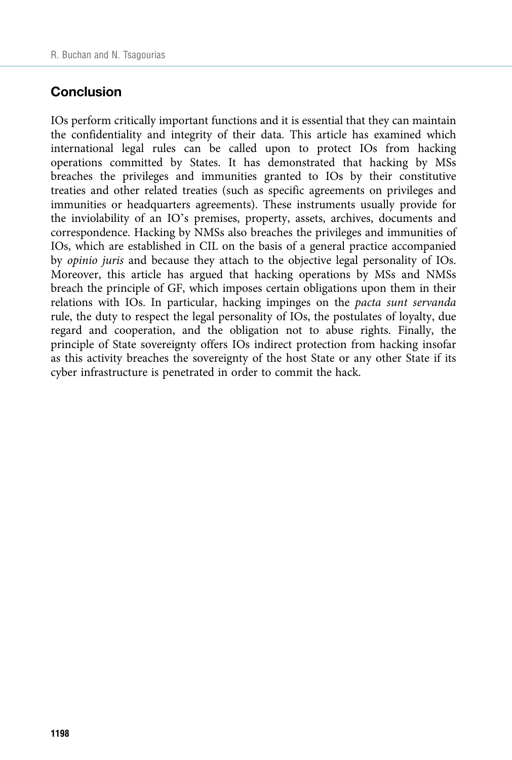## Conclusion

IOs perform critically important functions and it is essential that they can maintain the confidentiality and integrity of their data. This article has examined which international legal rules can be called upon to protect IOs from hacking operations committed by States. It has demonstrated that hacking by MSs breaches the privileges and immunities granted to IOs by their constitutive treaties and other related treaties (such as specific agreements on privileges and immunities or headquarters agreements). These instruments usually provide for the inviolability of an IO's premises, property, assets, archives, documents and correspondence. Hacking by NMSs also breaches the privileges and immunities of IOs, which are established in CIL on the basis of a general practice accompanied by *opinio juris* and because they attach to the objective legal personality of IOs. Moreover, this article has argued that hacking operations by MSs and NMSs breach the principle of GF, which imposes certain obligations upon them in their relations with IOs. In particular, hacking impinges on the *pacta sunt servanda* rule, the duty to respect the legal personality of IOs, the postulates of loyalty, due regard and cooperation, and the obligation not to abuse rights. Finally, the principle of State sovereignty offers IOs indirect protection from hacking insofar as this activity breaches the sovereignty of the host State or any other State if its cyber infrastructure is penetrated in order to commit the hack.